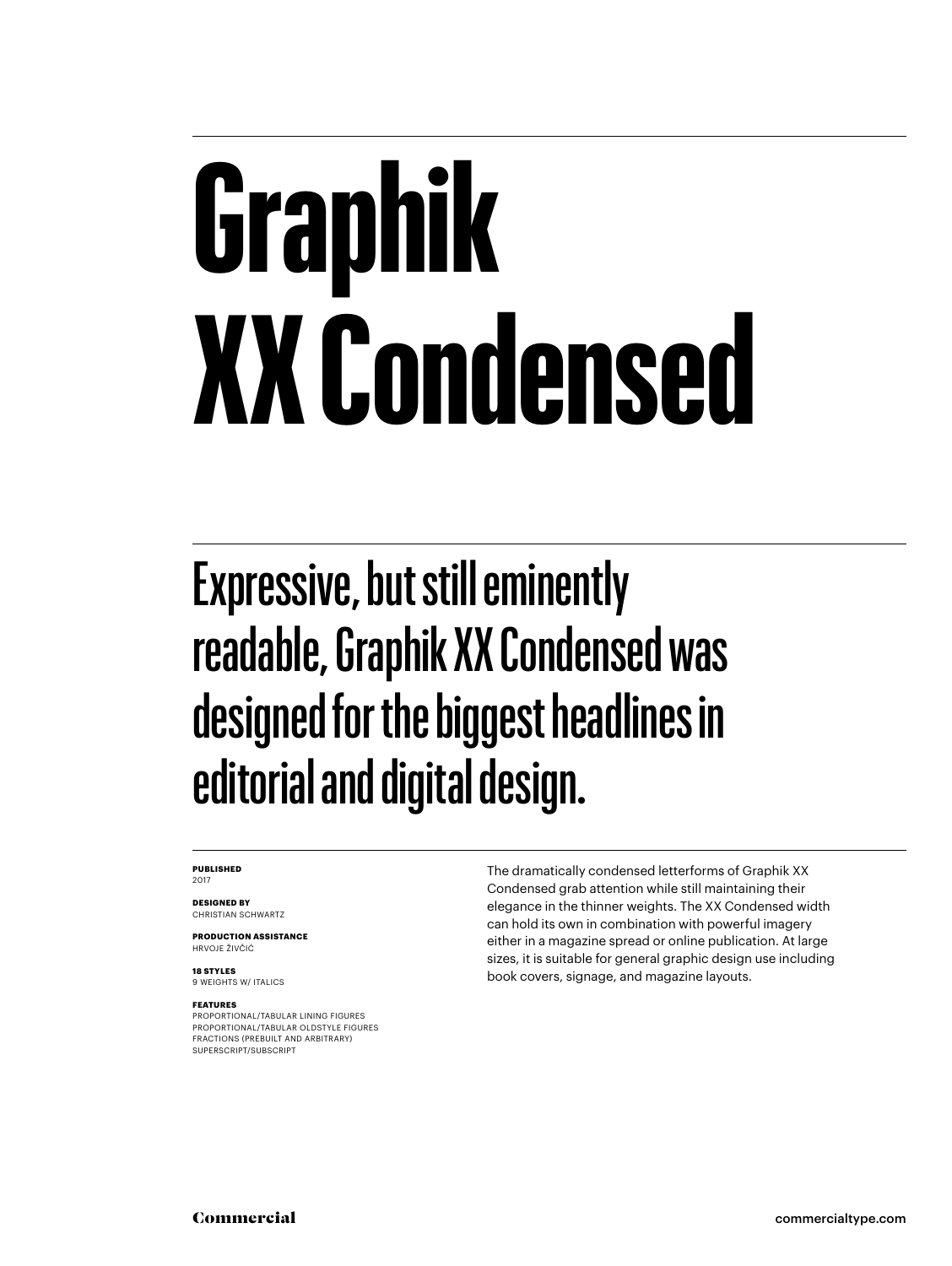# Graphik XX Condensed

## Expressive, but still eminently readable, Graphik XX Condensed was designed for the biggest headlines in editorial and digital design.

**PUBLISHED**
2017

**DESIGNED BY**
CHRISTIAN SCHWARTZ

**PRODUCTION ASSISTANCE**
HRVOJE ŽIVČIĆ

**18 STYLES**
9 WEIGHTS W/ ITALICS

**FEATURES**
PROPORTIONAL/TABULAR LINING FIGURES
PROPORTIONAL/TABULAR OLDSTYLE FIGURES
FRACTIONS (PREBUILT AND ARBITRARY)
SUPERSCRIPT/SUBSCRIPT

The dramatically condensed letterforms of Graphik XX Condensed grab attention while still maintaining their elegance in the thinner weights. The XX Condensed width can hold its own in combination with powerful imagery either in a magazine spread or online publication. At large sizes, it is suitable for general graphic design use including book covers, signage, and magazine layouts.

Commercial

commercialtype.com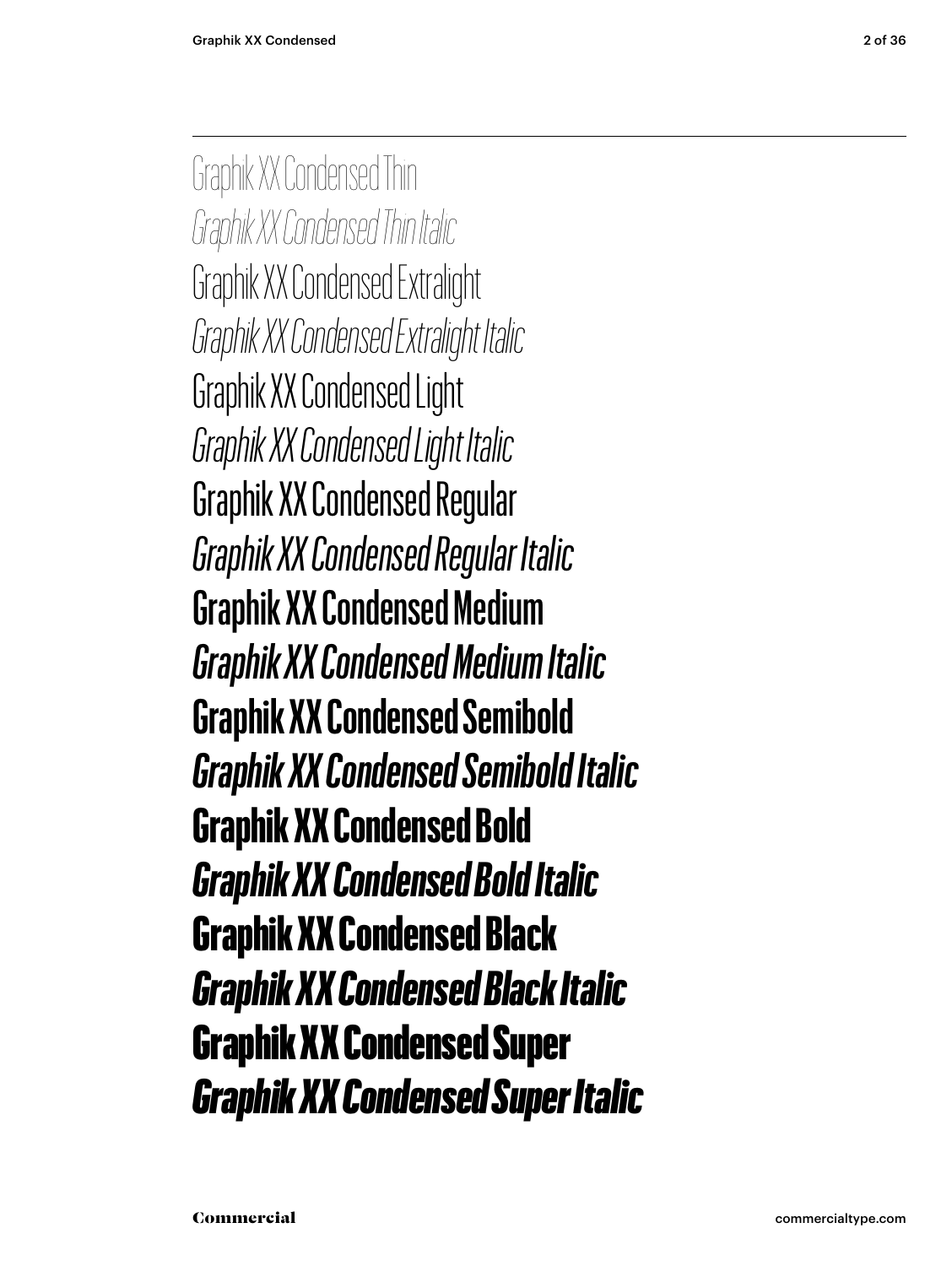Graphik XX Condensed Thin

*Graphik XX Condensed Thin Italic*

Graphik XX Condensed Extralight

*Graphik XX Condensed Extralight Italic*

Graphik XX Condensed Light

*Graphik XX Condensed Light Italic*

Graphik XX Condensed Regular

*Graphik XX Condensed Regular Italic*

**Graphik XX Condensed Medium**

***Graphik XX Condensed Medium Italic***

**Graphik XX Condensed Semibold**

***Graphik XX Condensed Semibold Italic***

**Graphik XX Condensed Bold**

***Graphik XX Condensed Bold Italic***

**Graphik XX Condensed Black**

***Graphik XX Condensed Black Italic***

**Graphik XX Condensed Super**

***Graphik XX Condensed Super Italic***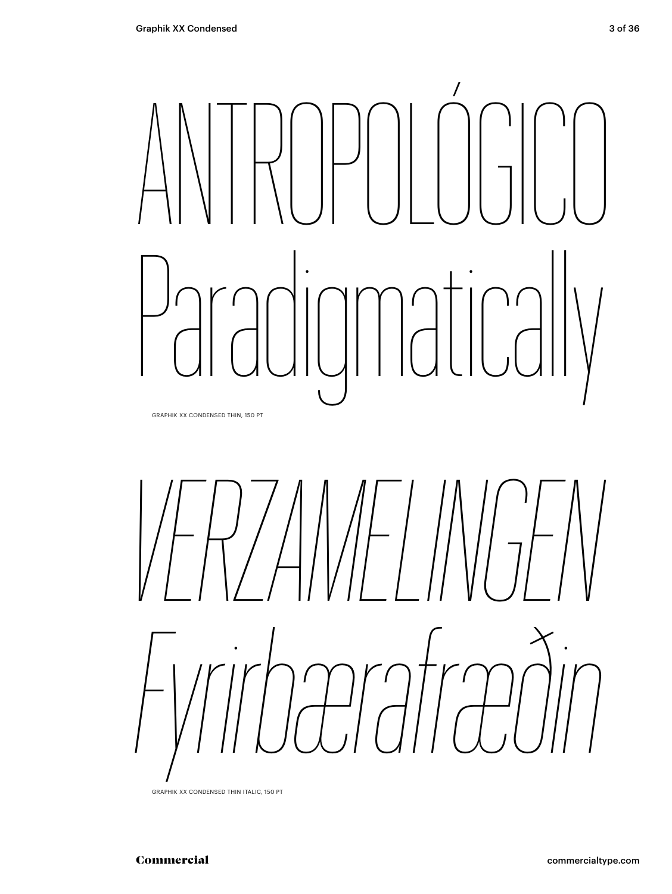ANTROPOLÓGICO

Paradigmatically

GRAPHIK XX CONDENSED THIN, 150 PT

*VERZAMELINGEN*

*Fyrirbærafræðin*

GRAPHIK XX CONDENSED THIN ITALIC, 150 PT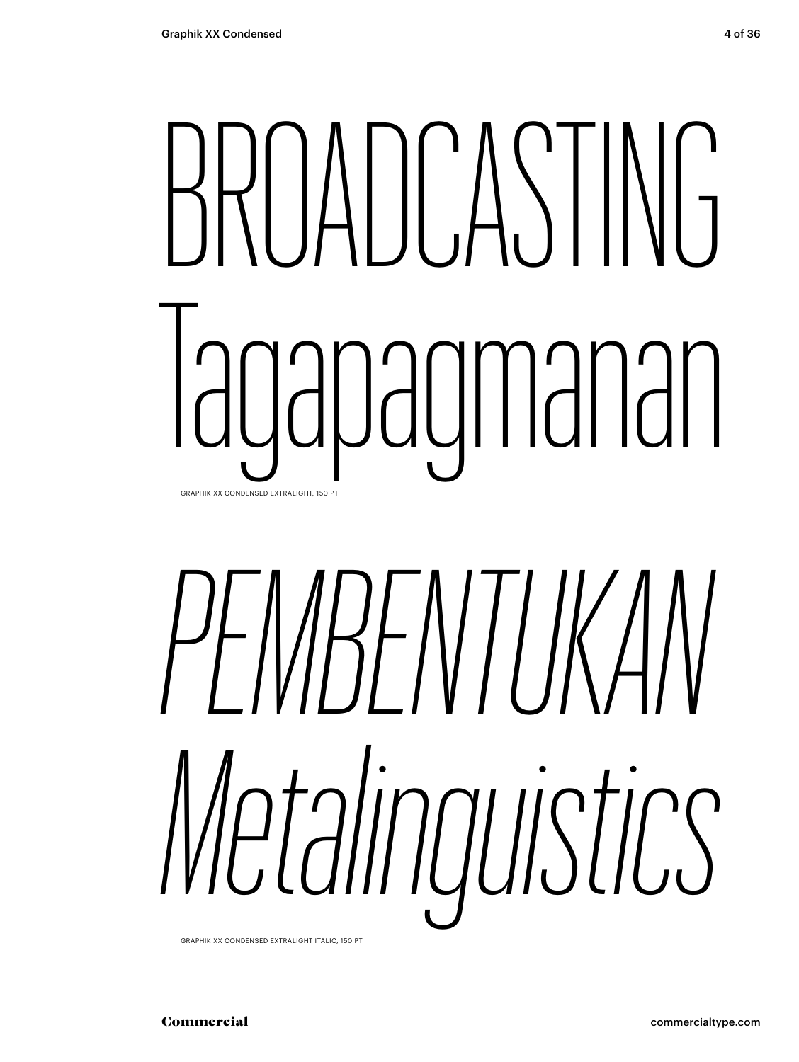BROADCASTING
Tagapagmanan

GRAPHIK XX CONDENSED EXTRALIGHT, 150 PT

*PEMBENTUKAN*
*Metalinguistics*

GRAPHIK XX CONDENSED EXTRALIGHT ITALIC, 150 PT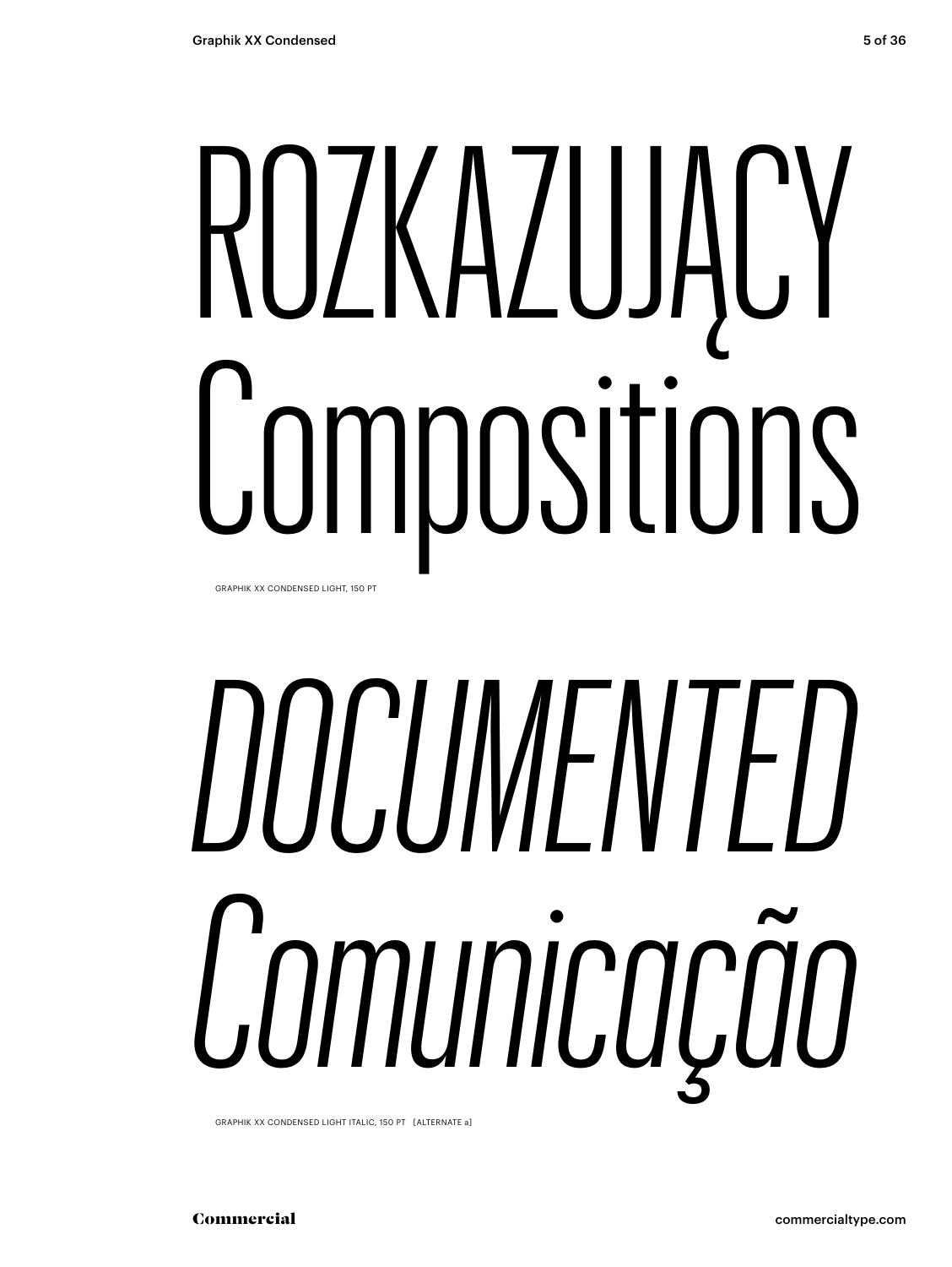ROZKAZUJĄCY
Compositions

GRAPHIK XX CONDENSED LIGHT, 150 PT

*DOCUMENTED*
*Comunicação*

GRAPHIK XX CONDENSED LIGHT ITALIC, 150 PT [ALTERNATE a]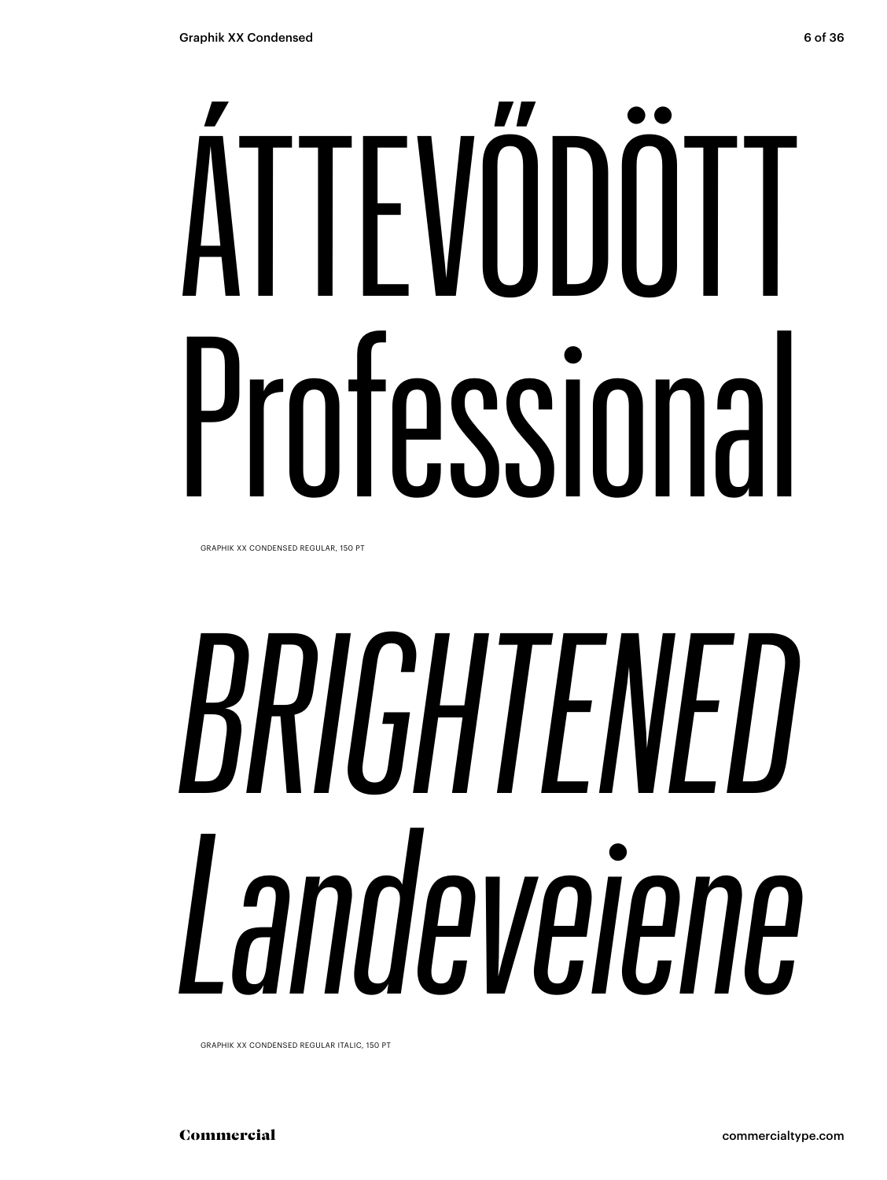ÁTTEVŐDÖTT
Professional

GRAPHIK XX CONDENSED REGULAR, 150 PT

*BRIGHTENED*
*Landeveiene*

GRAPHIK XX CONDENSED REGULAR ITALIC, 150 PT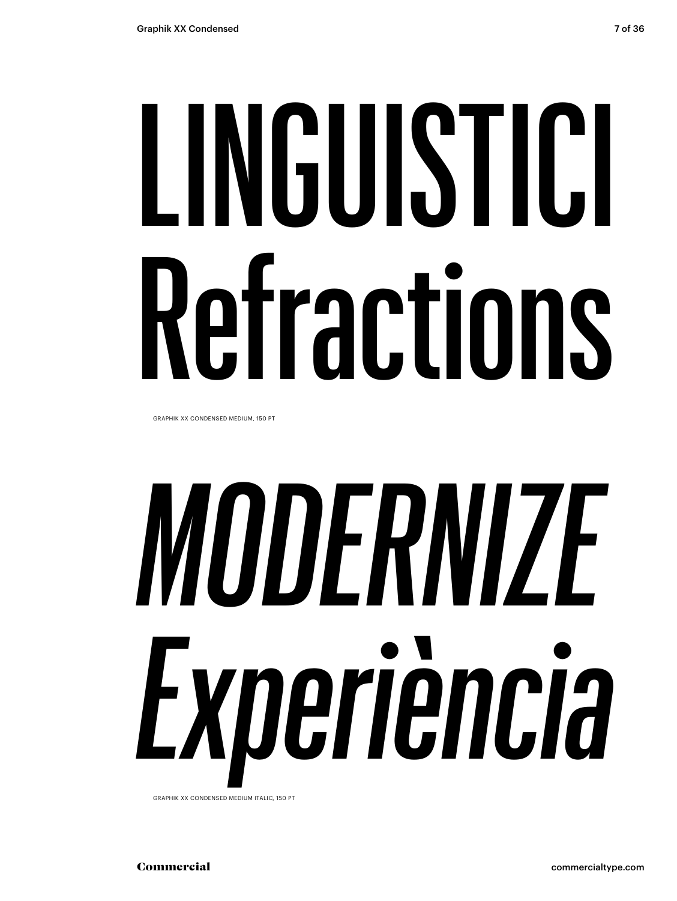LINGUISTICI
Refractions

GRAPHIK XX CONDENSED MEDIUM, 150 PT

*MODERNIZE*
*Experiència*

GRAPHIK XX CONDENSED MEDIUM ITALIC, 150 PT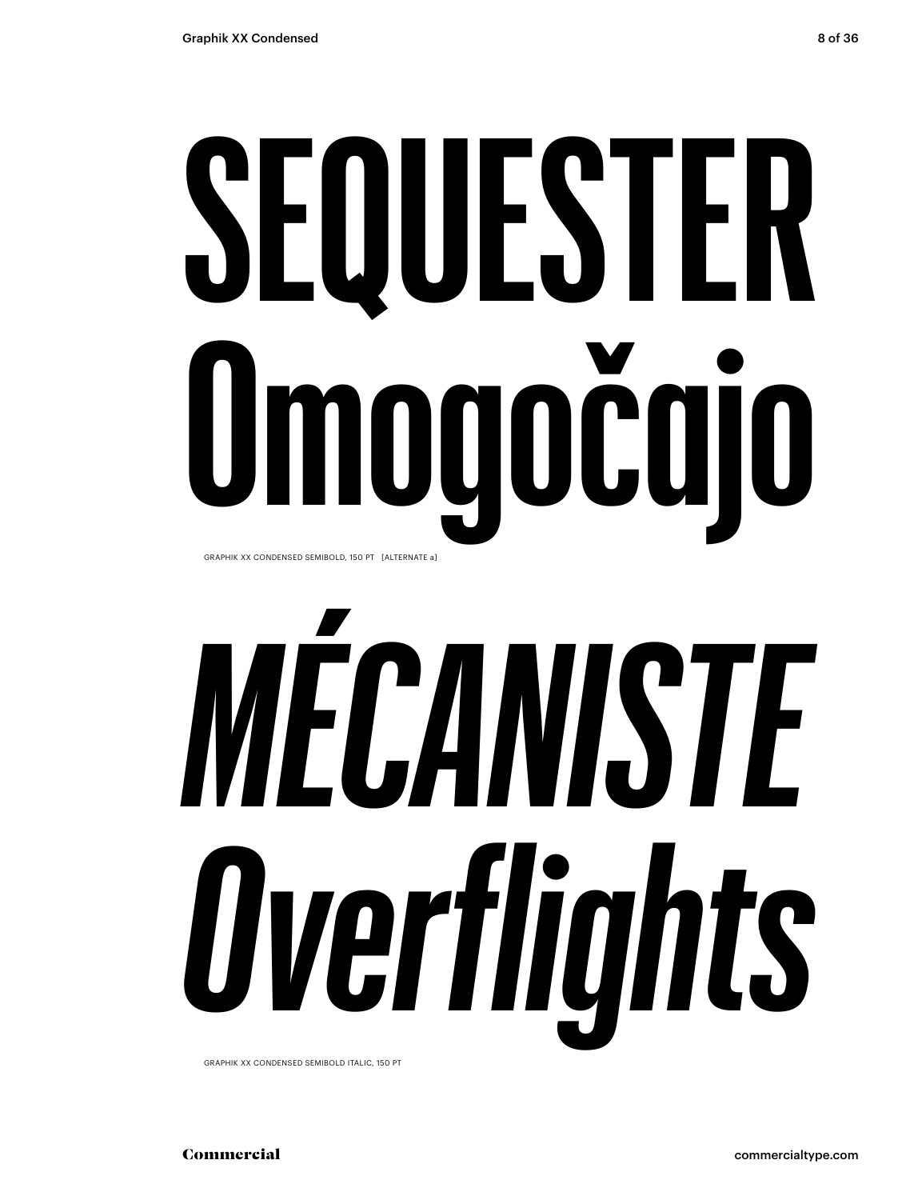# SEQUESTER Omogočajo

GRAPHIK XX CONDENSED SEMIBOLD, 150 PT [ALTERNATE a]

# *MÉCANISTE Overflights*

GRAPHIK XX CONDENSED SEMIBOLD ITALIC, 150 PT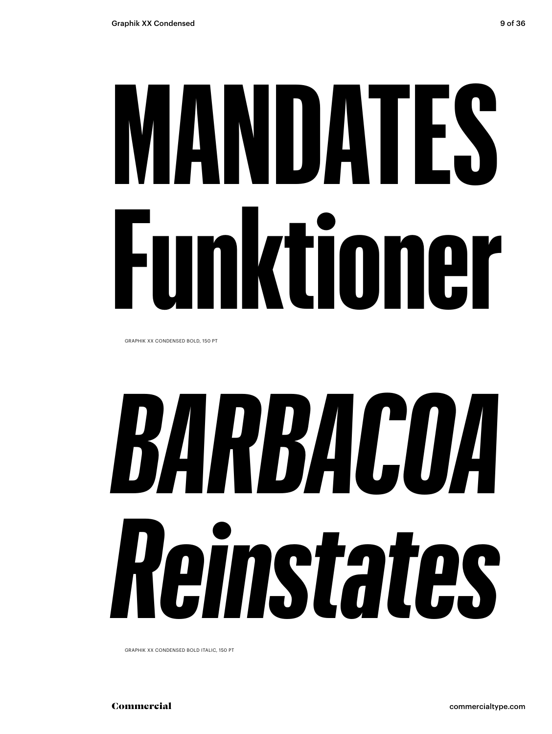# MANDATES Funktioner

GRAPHIK XX CONDENSED BOLD, 150 PT

# *BARBACOA Reinstates*

GRAPHIK XX CONDENSED BOLD ITALIC, 150 PT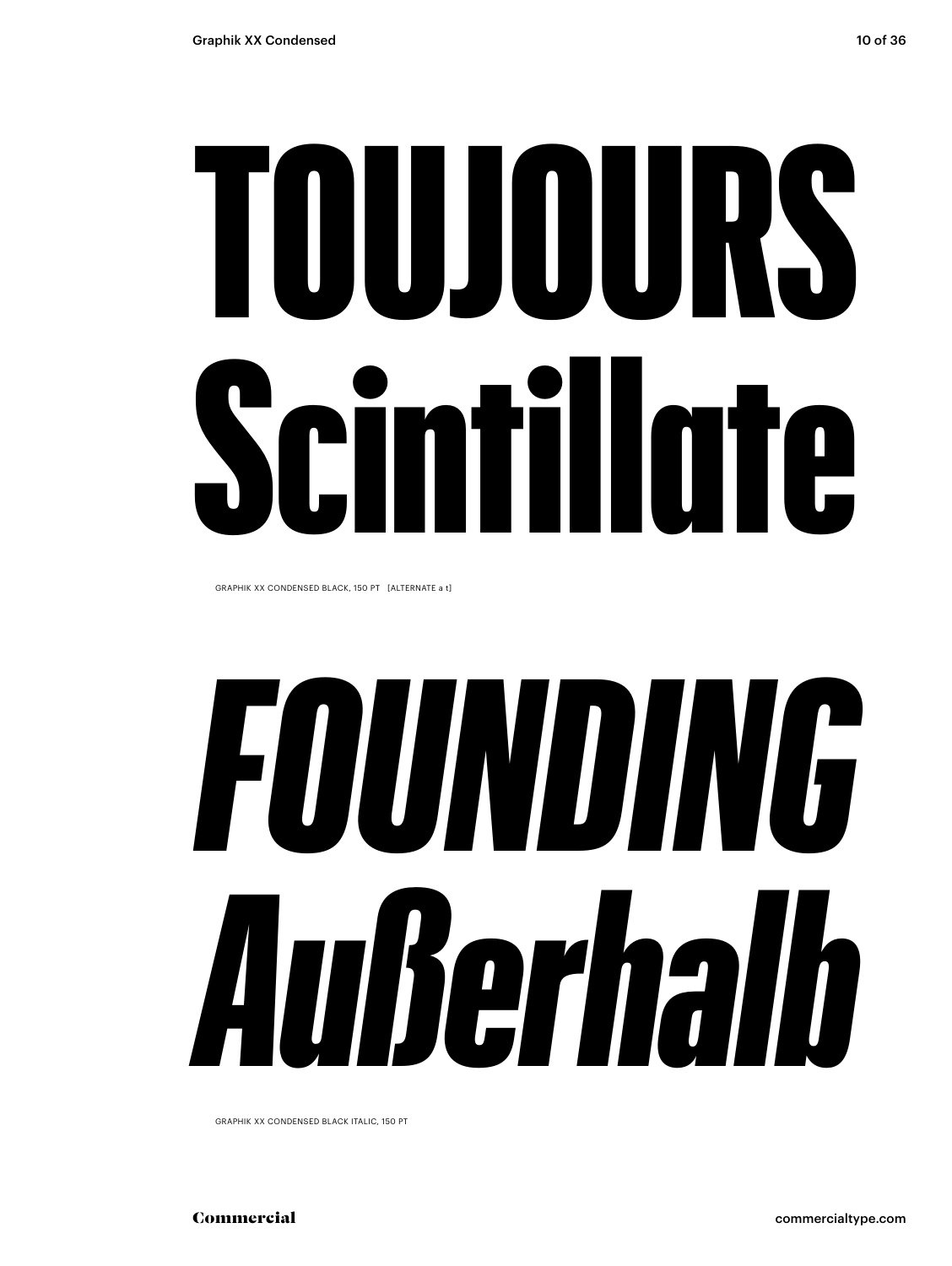# TOUJOURS Scintillate

GRAPHIK XX CONDENSED BLACK, 150 PT [ALTERNATE a t]

# *FOUNDING Außerhalb*

GRAPHIK XX CONDENSED BLACK ITALIC, 150 PT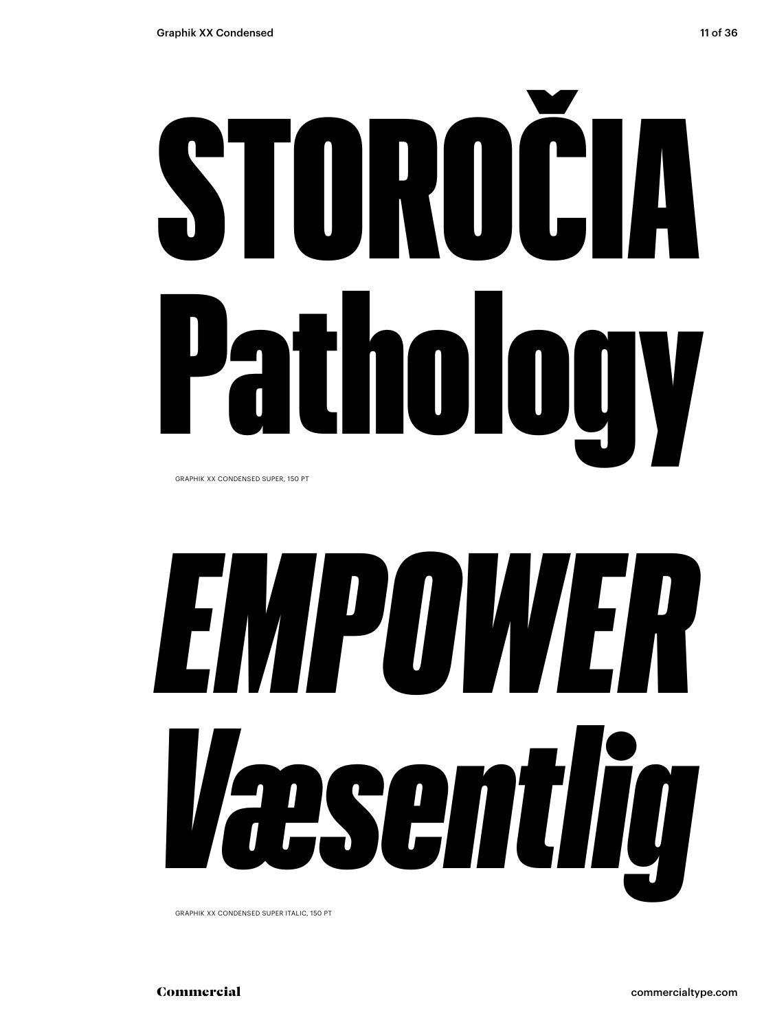STOROČIA
Pathology

GRAPHIK XX CONDENSED SUPER, 150 PT

*EMPOWER*
*Væsentlig*

GRAPHIK XX CONDENSED SUPER ITALIC, 150 PT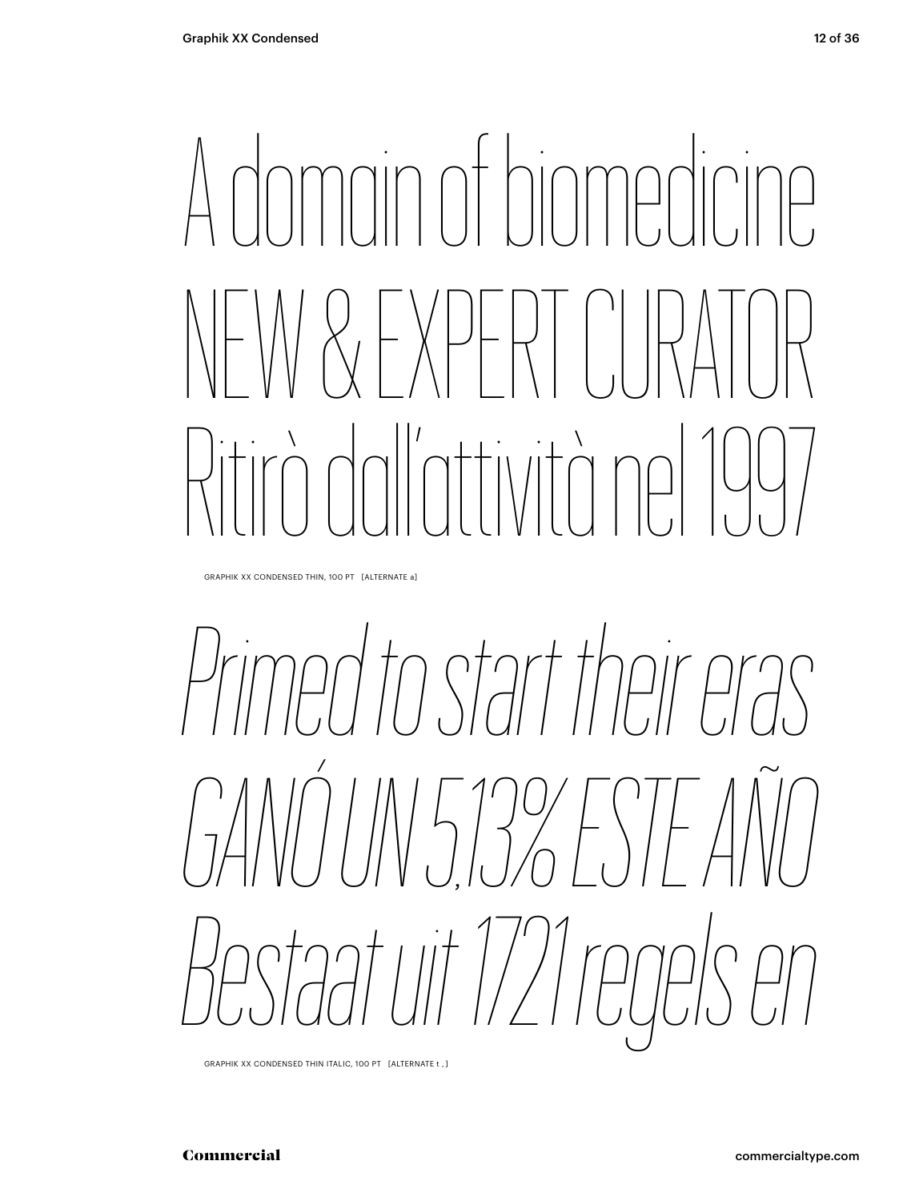A domain of biomedicine

NEW & EXPERT CURATOR

Ritirò dall'attività nel 1997

GRAPHIK XX CONDENSED THIN, 100 PT [ALTERNATE a]

*Primed to start their eras*

*GANÓ UN 5,13% ESTE AÑO*

*Bestaat uit 1721 regels en*

GRAPHIK XX CONDENSED THIN ITALIC, 100 PT [ALTERNATE t , ]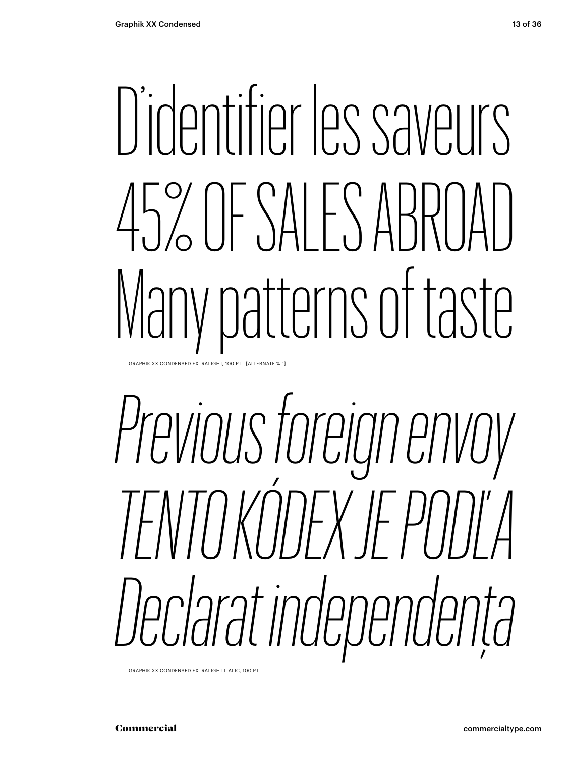D’identifier les saveurs
45% OF SALES ABROAD
Many patterns of taste

GRAPHIK XX CONDENSED EXTRALIGHT, 100 PT [ALTERNATE % ’]

*Previous foreign envoy*
*TENTO KÓDEX JE PODĽA*
*Declarat independența*

GRAPHIK XX CONDENSED EXTRALIGHT ITALIC, 100 PT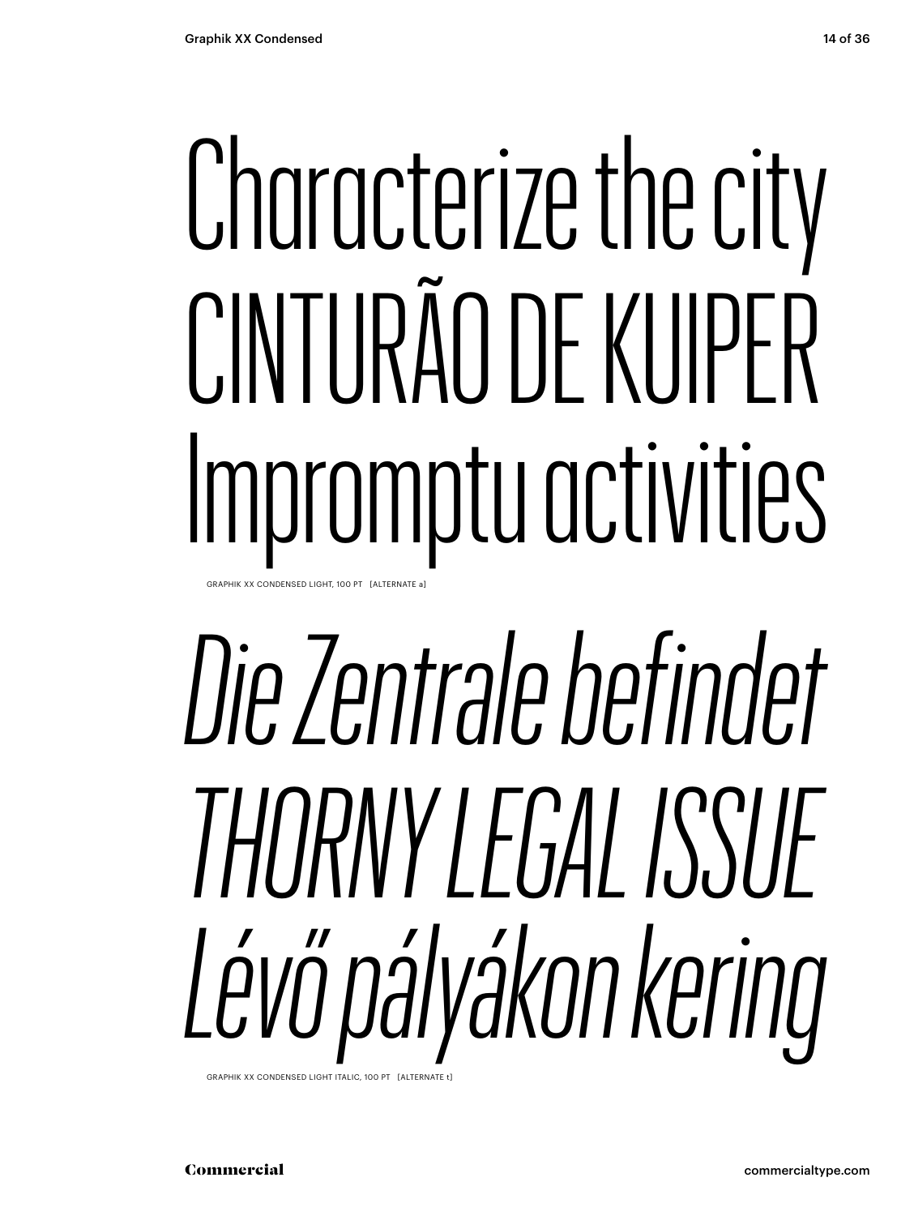Characterize the city
CINTURÃO DE KUIPER
Impromptu activities

GRAPHIK XX CONDENSED LIGHT, 100 PT [ALTERNATE a]

*Die Zentrale befindet*
*THORNY LEGAL ISSUE*
*Lévő pályákon kering*

GRAPHIK XX CONDENSED LIGHT ITALIC, 100 PT [ALTERNATE t]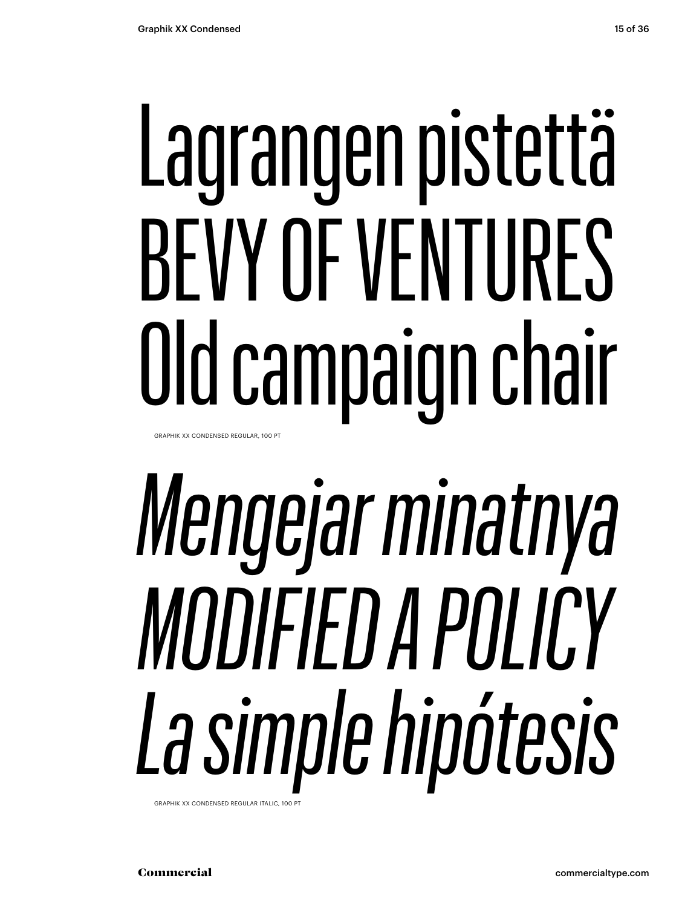Lagrangen pistettä
BEVY OF VENTURES
Old campaign chair

GRAPHIK XX CONDENSED REGULAR, 100 PT

*Mengejar minatnya*
*MODIFIED A POLICY*
*La simple hipótesis*

GRAPHIK XX CONDENSED REGULAR ITALIC, 100 PT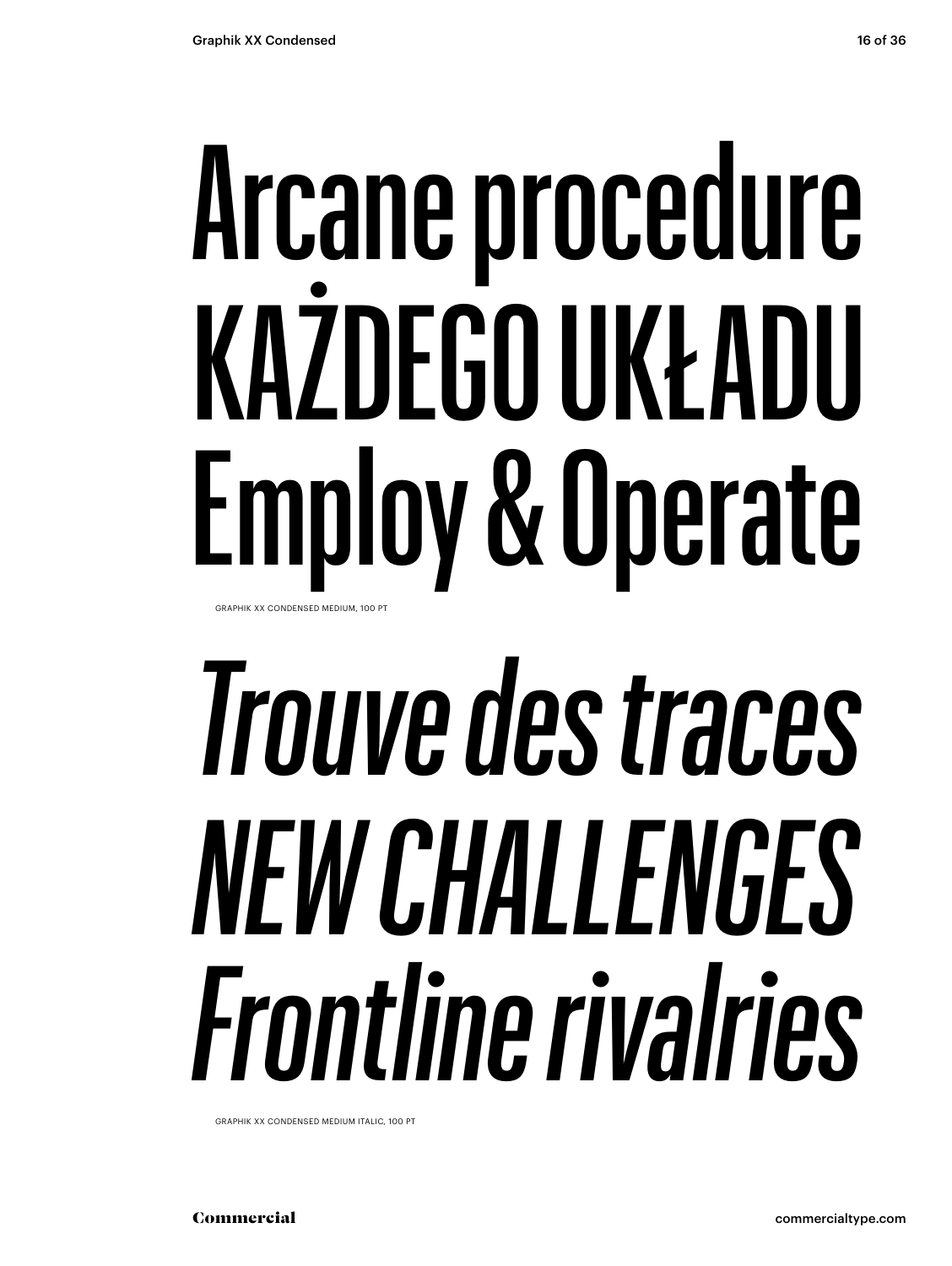Arcane procedure
KAŻDEGO UKŁADU
Employ & Operate

GRAPHIK XX CONDENSED MEDIUM, 100 PT

*Trouve des traces*
*NEW CHALLENGES*
*Frontline rivalries*

GRAPHIK XX CONDENSED MEDIUM ITALIC, 100 PT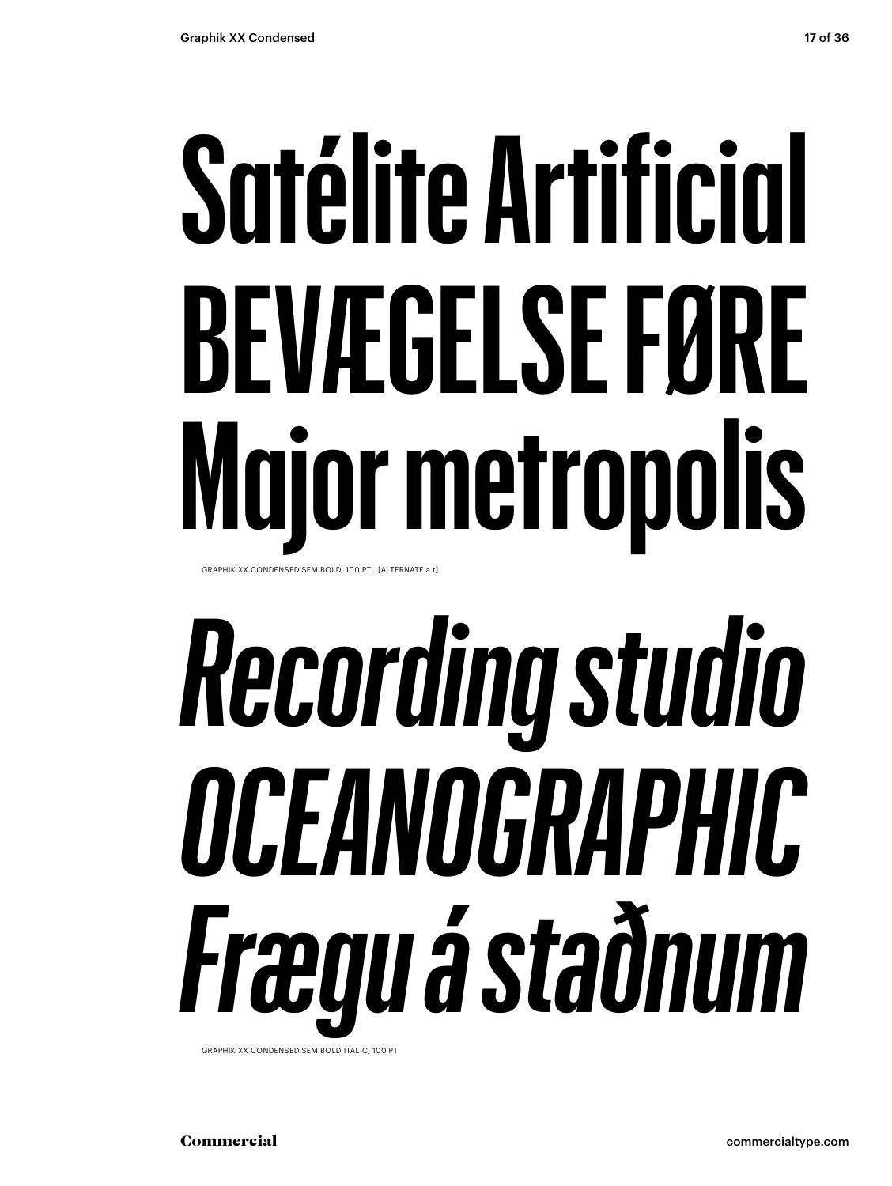# Satélite Artificial BEVÆGELSE FØRE Major metropolis

GRAPHIK XX CONDENSED SEMIBOLD, 100 PT [ALTERNATE a t]

# *Recording studio OCEANOGRAPHIC Frægu á staðnum*

GRAPHIK XX CONDENSED SEMIBOLD ITALIC, 100 PT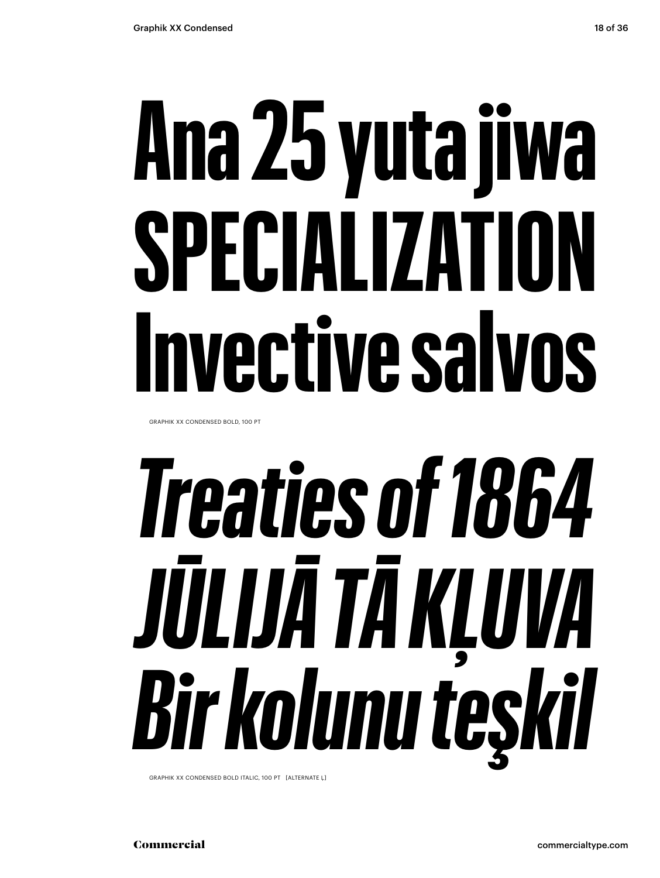# Ana 25 yuta jiwa SPECIALIZATION Invective salvos

GRAPHIK XX CONDENSED BOLD, 100 PT

# *Treaties of 1864 JŪLIJĀ TĀ KĻUVA Bir kolunu teşkil*

GRAPHIK XX CONDENSED BOLD ITALIC, 100 PT [ALTERNATE Ļ]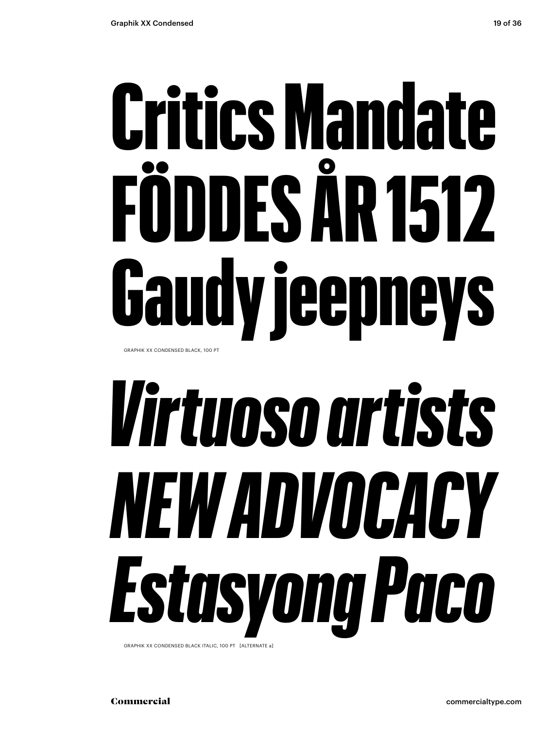# Critics Mandate FÖDDES ÅR 1512 Gaudy jeepneys

GRAPHIK XX CONDENSED BLACK, 100 PT

# *Virtuoso artists NEW ADVOCACY Estasyong Paco*

GRAPHIK XX CONDENSED BLACK ITALIC, 100 PT [ALTERNATE a]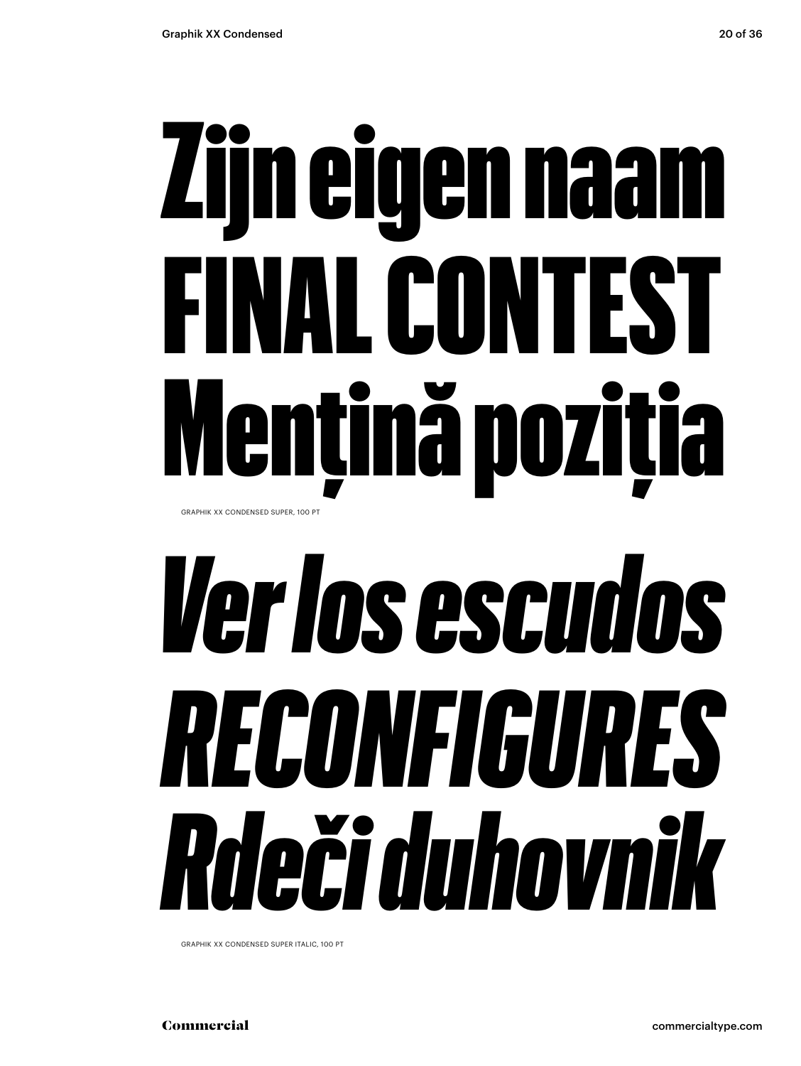# Zijn eigen naam
# FINAL CONTEST
# Mențină poziția

GRAPHIK XX CONDENSED SUPER, 100 PT

# *Ver los escudos*
# *RECONFIGURES*
# *Rdeči duhovnik*

GRAPHIK XX CONDENSED SUPER ITALIC, 100 PT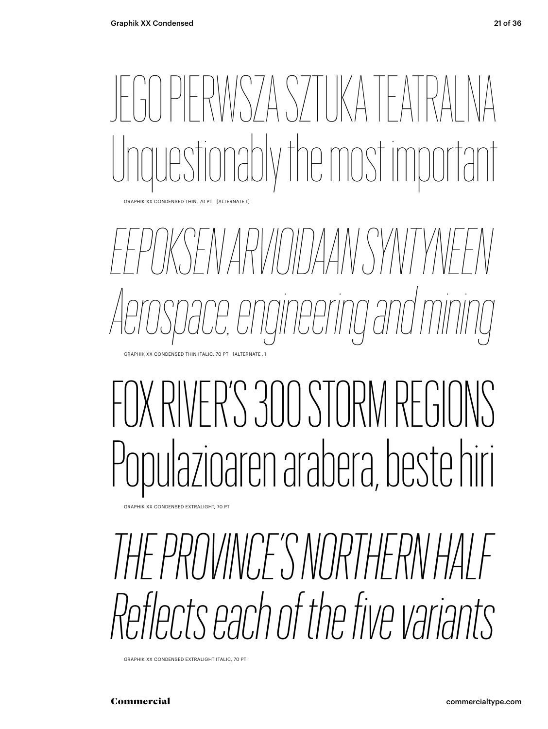JEGO PIERWSZA SZTUKA TEATRALNA
Unquestionably the most important

GRAPHIK XX CONDENSED THIN, 70 PT [ALTERNATE t]

*EEPOKSEN ARVIOIDAAN SYNTYNEEN*
*Aerospace, engineering and mining*

GRAPHIK XX CONDENSED THIN ITALIC, 70 PT [ALTERNATE , ]

FOX RIVER'S 300 STORM REGIONS
Populazioaren arabera, beste hiri

GRAPHIK XX CONDENSED EXTRALIGHT, 70 PT

*THE PROVINCE'S NORTHERN HALF*
*Reflects each of the five variants*

GRAPHIK XX CONDENSED EXTRALIGHT ITALIC, 70 PT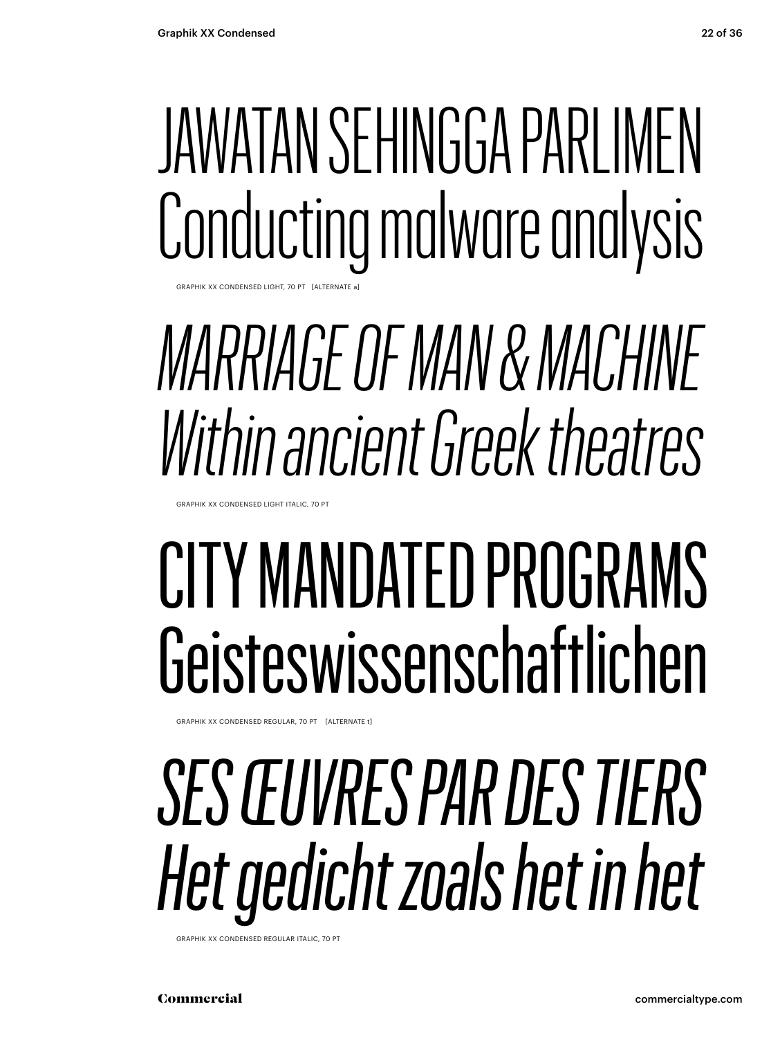JAWATAN SEHINGGA PARLIMEN
Conducting malware analysis

GRAPHIK XX CONDENSED LIGHT, 70 PT [ALTERNATE a]

*MARRIAGE OF MAN & MACHINE*
*Within ancient Greek theatres*

GRAPHIK XX CONDENSED LIGHT ITALIC, 70 PT

CITY MANDATED PROGRAMS
Geisteswissenschaftlichen

GRAPHIK XX CONDENSED REGULAR, 70 PT [ALTERNATE t]

*SES ŒUVRES PAR DES TIERS*
*Het gedicht zoals het in het*

GRAPHIK XX CONDENSED REGULAR ITALIC, 70 PT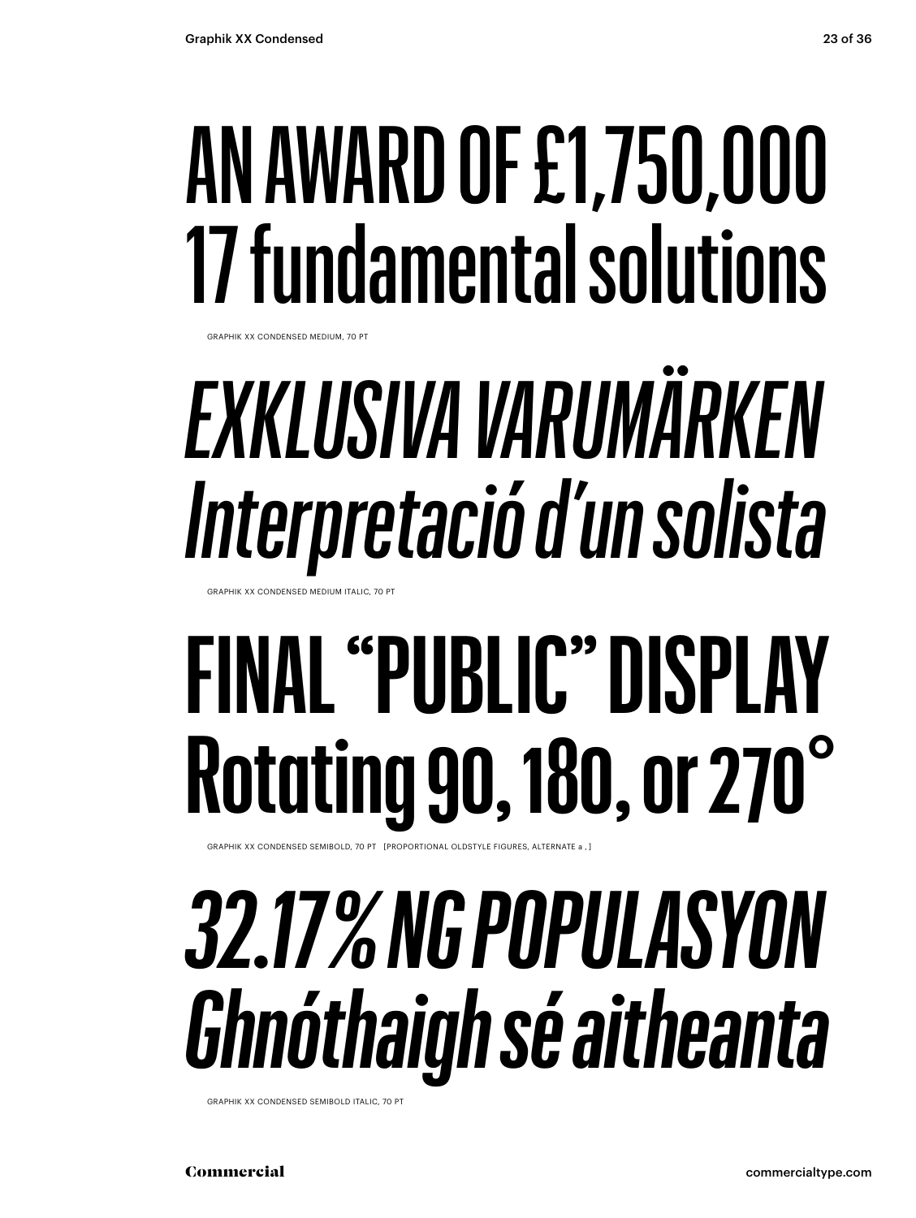AN AWARD OF £1,750,000
17 fundamental solutions

GRAPHIK XX CONDENSED MEDIUM, 70 PT

*EXKLUSIVA VARUMÄRKEN*
*Interpretació d'un solista*

GRAPHIK XX CONDENSED MEDIUM ITALIC, 70 PT

**FINAL "PUBLIC" DISPLAY**
**Rotating 90, 180, or 270°**

GRAPHIK XX CONDENSED SEMIBOLD, 70 PT [PROPORTIONAL OLDSTYLE FIGURES, ALTERNATE a , ]

***32.17% NG POPULASYON***
***Ghnóthaigh sé aitheanta***

GRAPHIK XX CONDENSED SEMIBOLD ITALIC, 70 PT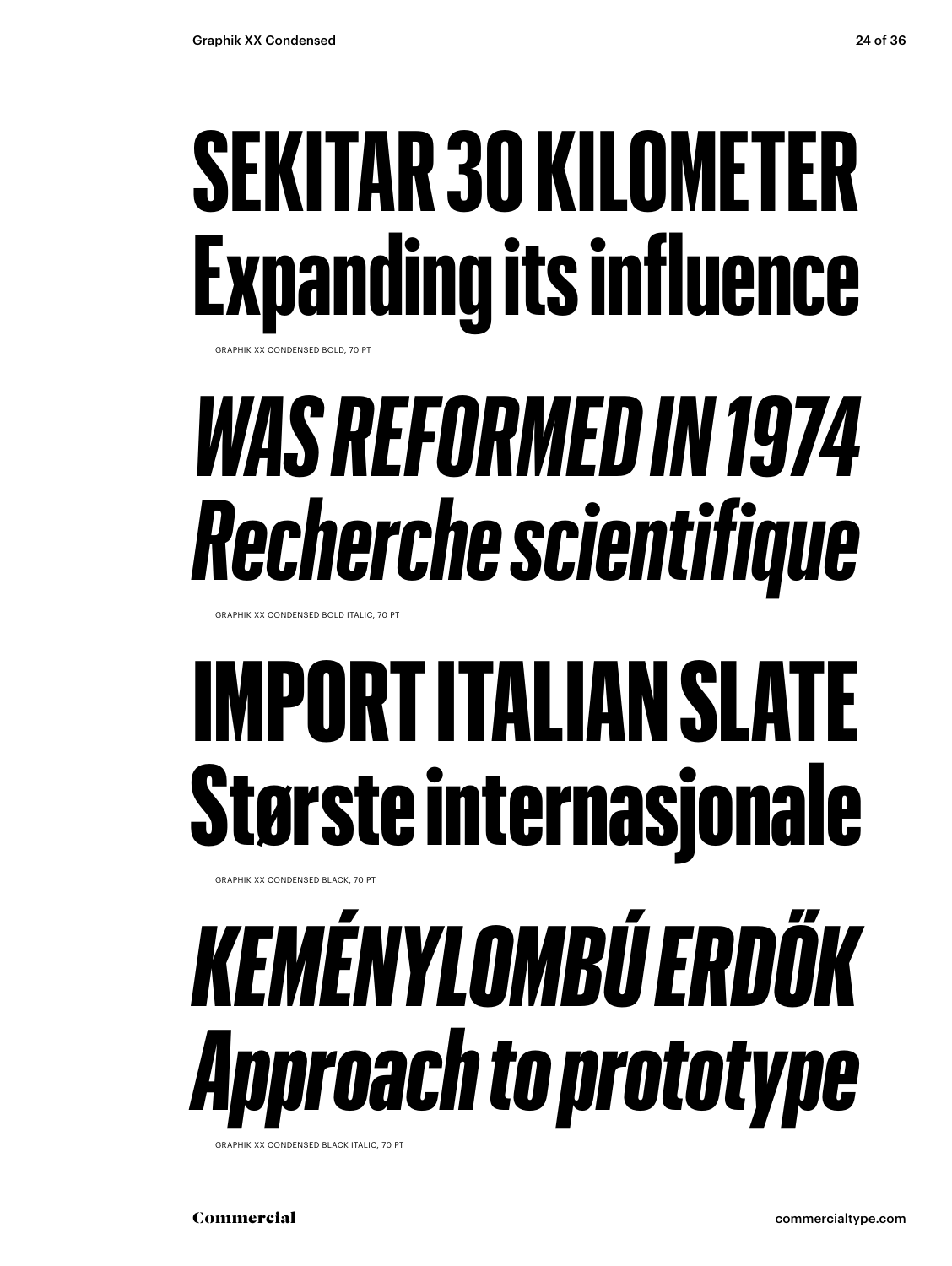**SEKITAR 30 KILOMETER**
**Expanding its influence**

GRAPHIK XX CONDENSED BOLD, 70 PT

***WAS REFORMED IN 1974***
***Recherche scientifique***

GRAPHIK XX CONDENSED BOLD ITALIC, 70 PT

**IMPORT ITALIAN SLATE**
**Største internasjonale**

GRAPHIK XX CONDENSED BLACK, 70 PT

***KEMÉNYLOMBÚ ERDŐK***
***Approach to prototype***

GRAPHIK XX CONDENSED BLACK ITALIC, 70 PT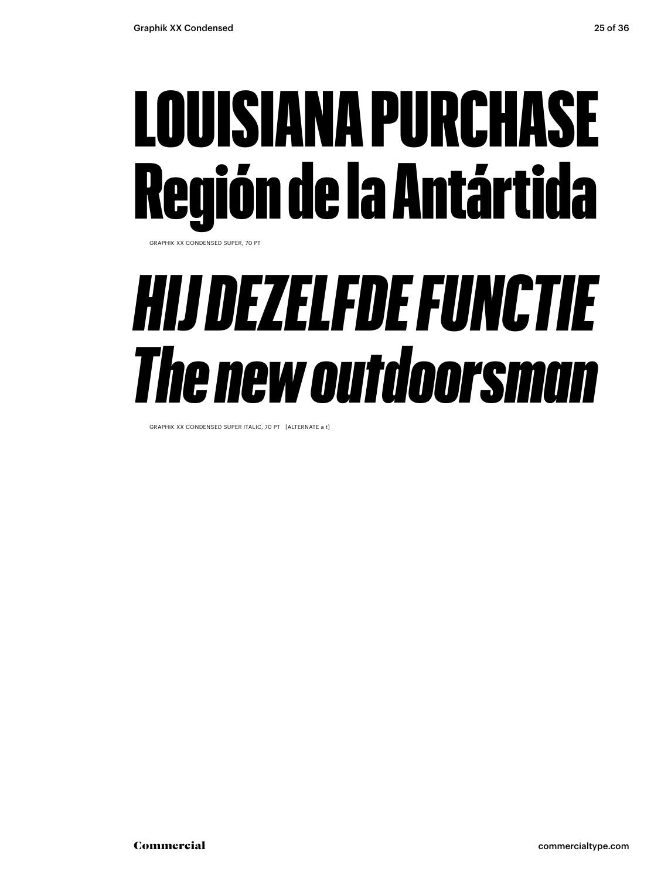# LOUISIANA PURCHASE Región de la Antártida

GRAPHIK XX CONDENSED SUPER, 70 PT

# *HIJ DEZELFDE FUNCTIE The new outdoorsman*

GRAPHIK XX CONDENSED SUPER ITALIC, 70 PT [ALTERNATE a t]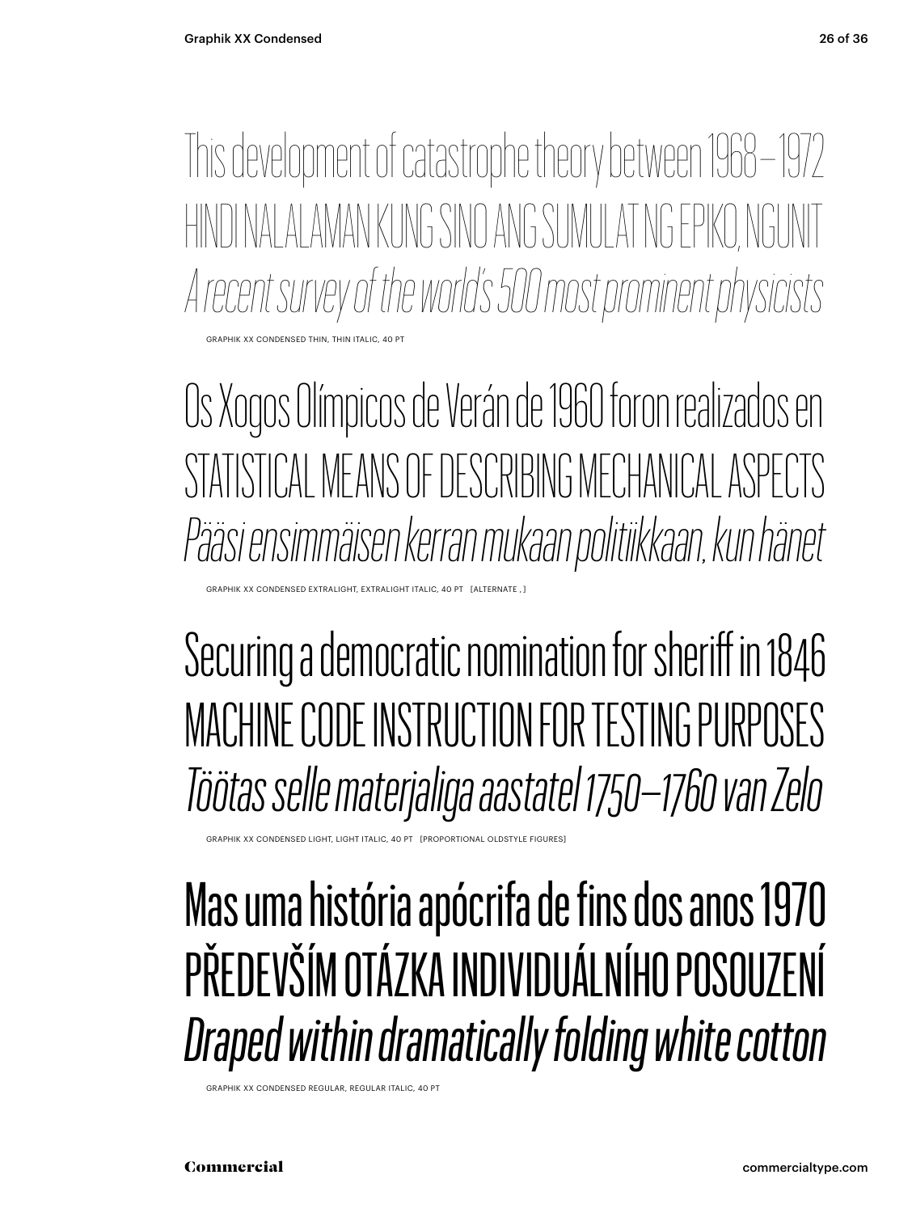This development of catastrophe theory between 1968 – 1972

HINDI NALALAMAN KUNG SINO ANG SUMULAT NG EPIKO, NGUNIT

*A recent survey of the world's 500 most prominent physicists*

GRAPHIK XX CONDENSED THIN, THIN ITALIC, 40 PT

Os Xogos Olímpicos de Verán de 1960 foron realizados en

STATISTICAL MEANS OF DESCRIBING MECHANICAL ASPECTS

*Pääsi ensimmäisen kerran mukaan politiikkaan, kun hänet*

GRAPHIK XX CONDENSED EXTRALIGHT, EXTRALIGHT ITALIC, 40 PT [ALTERNATE , ]

Securing a democratic nomination for sheriff in 1846

MACHINE CODE INSTRUCTION FOR TESTING PURPOSES

*Töötas selle materjaliga aastatel 1750–1760 van Zelo*

GRAPHIK XX CONDENSED LIGHT, LIGHT ITALIC, 40 PT [PROPORTIONAL OLDSTYLE FIGURES]

Mas uma história apócrifa de fins dos anos 1970

PŘEDEVŠÍM OTÁZKA INDIVIDUÁLNÍHO POSOUZENÍ

*Draped within dramatically folding white cotton*

GRAPHIK XX CONDENSED REGULAR, REGULAR ITALIC, 40 PT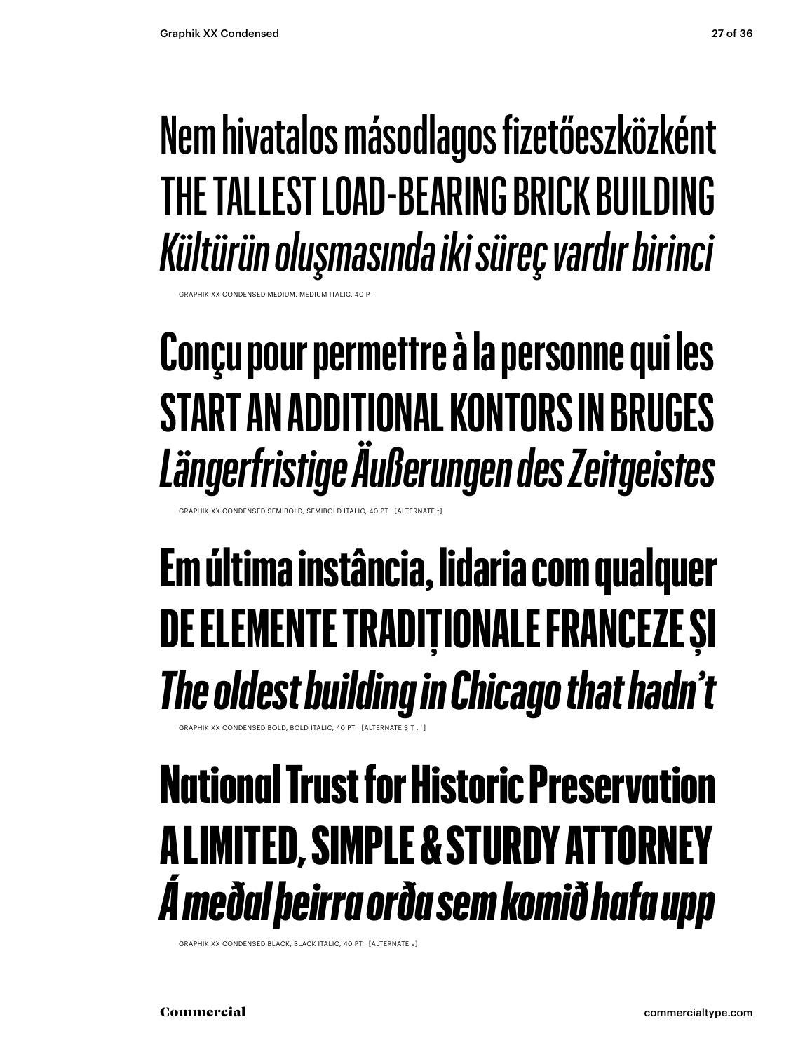Nem hivatalos másodlagos fizetőeszközként
THE TALLEST LOAD-BEARING BRICK BUILDING
*Kültürün oluşmasında iki süreç vardır birinci*

GRAPHIK XX CONDENSED MEDIUM, MEDIUM ITALIC, 40 PT

**Conçu pour permettre à la personne qui les**
**START AN ADDITIONAL KONTORS IN BRUGES**
***Längerfristige Äußerungen des Zeitgeistes***

GRAPHIK XX CONDENSED SEMIBOLD, SEMIBOLD ITALIC, 40 PT [ALTERNATE t]

**Em última instância, lidaria com qualquer**
**DE ELEMENTE TRADIȚIONALE FRANCEZE ȘI**
***The oldest building in Chicago that hadn't***

GRAPHIK XX CONDENSED BOLD, BOLD ITALIC, 40 PT [ALTERNATE Ș Ț , ']

**National Trust for Historic Preservation**
**A LIMITED, SIMPLE & STURDY ATTORNEY**
***Á meðal þeirra orða sem komið hafa upp***

GRAPHIK XX CONDENSED BLACK, BLACK ITALIC, 40 PT [ALTERNATE a]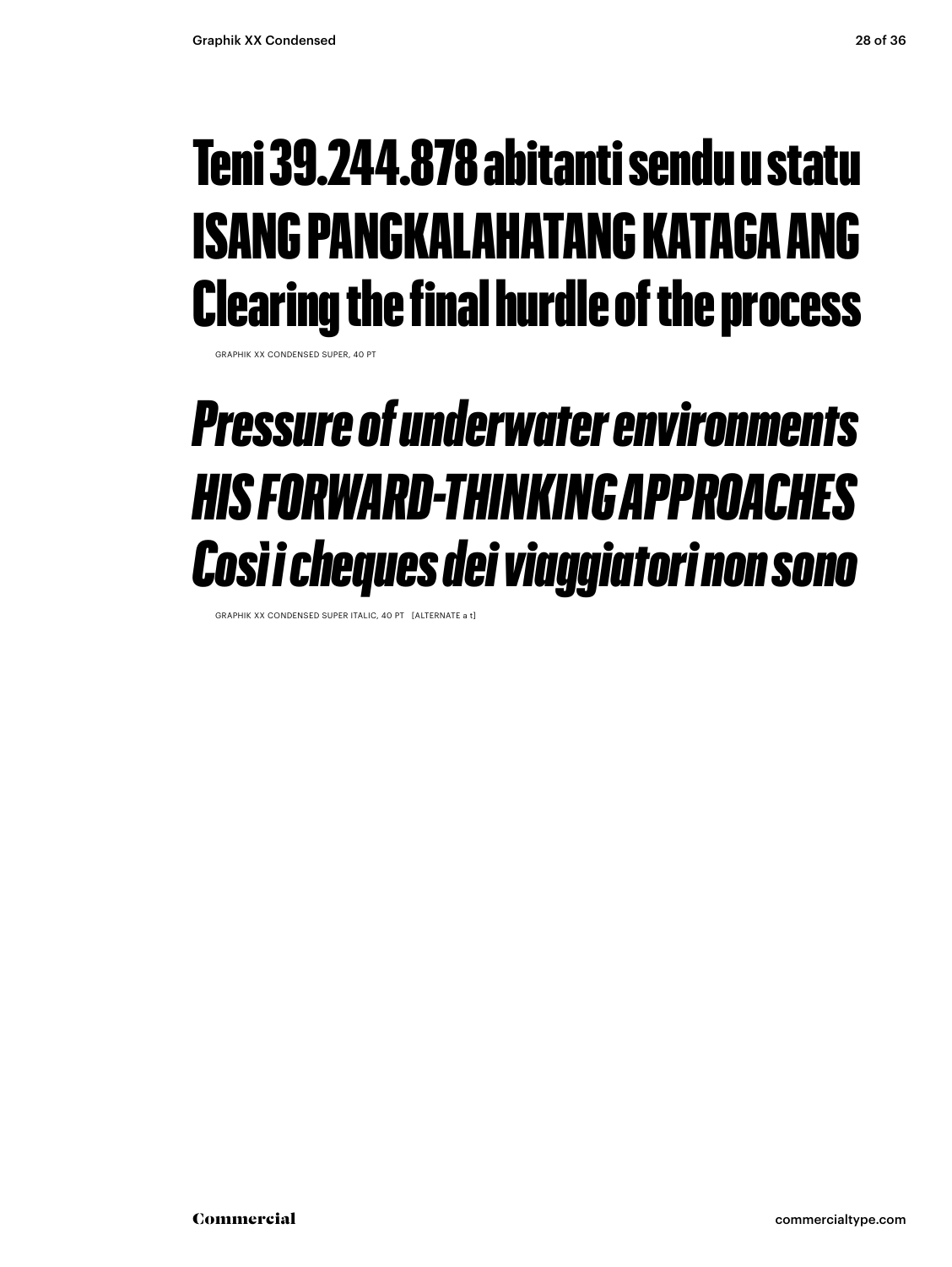Teni 39.244.878 abitanti sendu u statu
ISANG PANGKALAHATANG KATAGA ANG
Clearing the final hurdle of the process

GRAPHIK XX CONDENSED SUPER, 40 PT

*Pressure of underwater environments*
*HIS FORWARD-THINKING APPROACHES*
*Così i cheques dei viaggiatori non sono*

GRAPHIK XX CONDENSED SUPER ITALIC, 40 PT [ALTERNATE a t]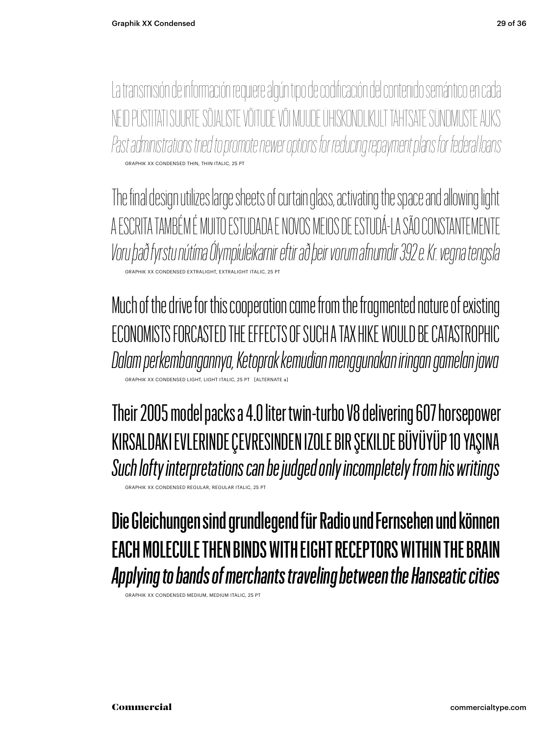La transmisión de información requiere algún tipo de codificación del contenido semántico en cada

NEID PÜSTITATI SUURTE SÕJALISTE VÕITUDE VÕI MUUDE ÜHISKONDLIKULT TÄHTSATE SÜNDMUSTE AUKS

*Past administrations tried to promote newer options for reducing repayment plans for federal loans*

GRAPHIK XX CONDENSED THIN, THIN ITALIC, 25 PT

The final design utilizes large sheets of curtain glass, activating the space and allowing light

A ESCRITA TAMBÉM É MUITO ESTUDADA E NOVOS MEIOS DE ESTUDÁ-LA SÃO CONSTANTEMENTE

*Voru það fyrstu nútíma Ólympíuleikarnir eftir að þeir vorum afnumdir 392 e. Kr. vegna tengsla*

GRAPHIK XX CONDENSED EXTRALIGHT, EXTRALIGHT ITALIC, 25 PT

Much of the drive for this cooperation came from the fragmented nature of existing

ECONOMISTS FORCASTED THE EFFECTS OF SUCH A TAX HIKE WOULD BE CATASTROPHIC

*Dalam perkembangannya, Ketoprak kemudian menggunakan iringan gamelan jawa*

GRAPHIK XX CONDENSED LIGHT, LIGHT ITALIC, 25 PT [ALTERNATE a]

Their 2005 model packs a 4.0 liter twin-turbo V8 delivering 607 horsepower

KIRSALDAKI EVLERINDE ÇEVRESINDEN IZOLE BIR ŞEKILDE BÜYÜYÜP 10 YAŞINA

*Such lofty interpretations can be judged only incompletely from his writings*

GRAPHIK XX CONDENSED REGULAR, REGULAR ITALIC, 25 PT

**Die Gleichungen sind grundlegend für Radio und Fernsehen und können**

**EACH MOLECULE THEN BINDS WITH EIGHT RECEPTORS WITHIN THE BRAIN**

***Applying to bands of merchants traveling between the Hanseatic cities***

GRAPHIK XX CONDENSED MEDIUM, MEDIUM ITALIC, 25 PT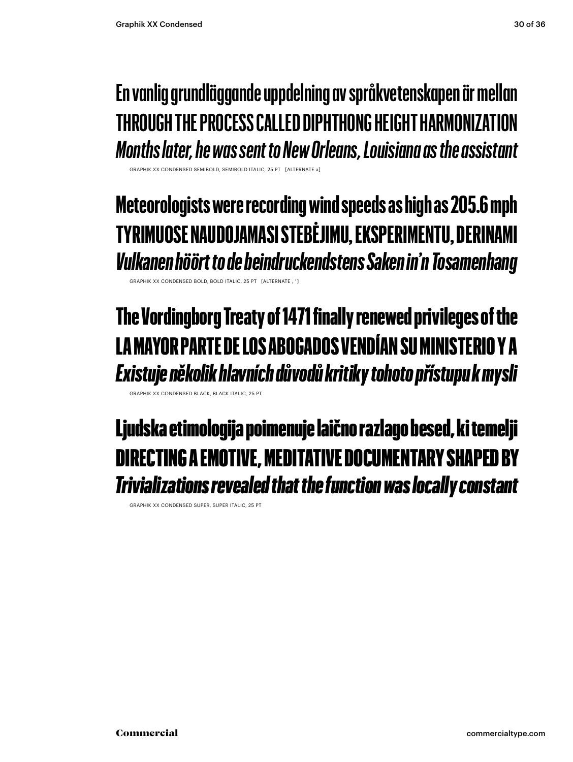En vanlig grundläggande uppdelning av språkvetenskapen är mellan
THROUGH THE PROCESS CALLED DIPHTHONG HEIGHT HARMONIZATION
*Months later, he was sent to New Orleans, Louisiana as the assistant*

GRAPHIK XX CONDENSED SEMIBOLD, SEMIBOLD ITALIC, 25 PT [ALTERNATE a]

**Meteorologists were recording wind speeds as high as 205.6 mph**
**TYRIMUOSE NAUDOJAMASI STEBĖJIMU, EKSPERIMENTU, DERINAMI**
***Vulkanen höört to de beindruckendstens Saken in'n Tosamenhang***

GRAPHIK XX CONDENSED BOLD, BOLD ITALIC, 25 PT [ALTERNATE , ']

**The Vordingborg Treaty of 1471 finally renewed privileges of the**
**LA MAYOR PARTE DE LOS ABOGADOS VENDÍAN SU MINISTERIO Y A**
***Existuje několik hlavních důvodů kritiky tohoto přístupu k mysli***

GRAPHIK XX CONDENSED BLACK, BLACK ITALIC, 25 PT

**Ljudska etimologija poimenuje laično razlago besed, ki temelji**
**DIRECTING A EMOTIVE, MEDITATIVE DOCUMENTARY SHAPED BY**
***Trivializations revealed that the function was locally constant***

GRAPHIK XX CONDENSED SUPER, SUPER ITALIC, 25 PT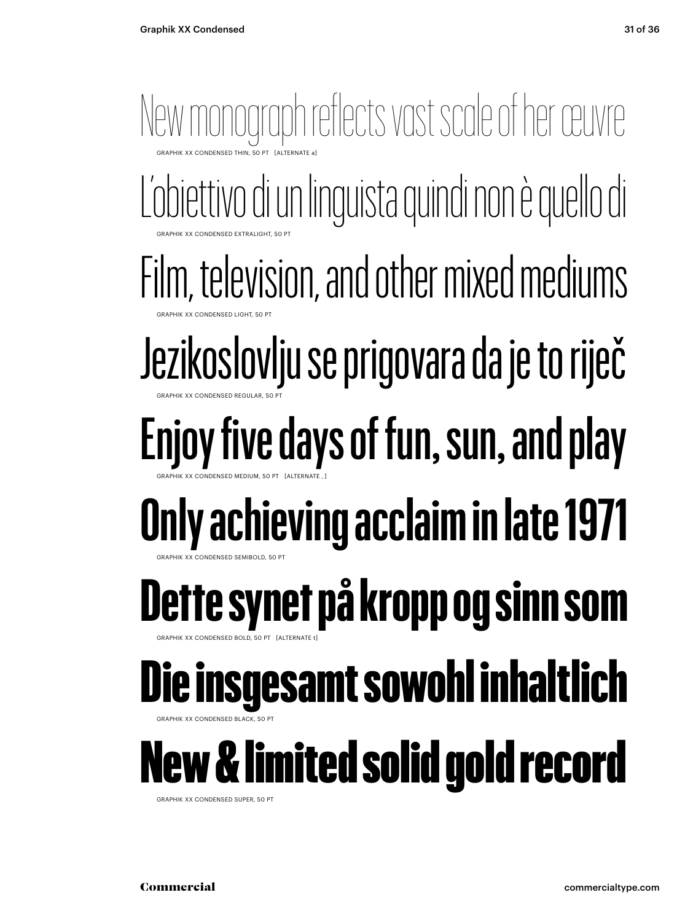New monograph reflects vast scale of her œuvre

GRAPHIK XX CONDENSED THIN, 50 PT [ALTERNATE a]

L'obiettivo di un linguista quindi non è quello di

GRAPHIK XX CONDENSED EXTRALIGHT, 50 PT

Film, television, and other mixed mediums

GRAPHIK XX CONDENSED LIGHT, 50 PT

Jezikoslovlju se prigovara da je to riječ

GRAPHIK XX CONDENSED REGULAR, 50 PT

Enjoy five days of fun, sun, and play

GRAPHIK XX CONDENSED MEDIUM, 50 PT [ALTERNATE , ]

**Only achieving acclaim in late 1971**

GRAPHIK XX CONDENSED SEMIBOLD, 50 PT

**Dette synet på kropp og sinn som**

GRAPHIK XX CONDENSED BOLD, 50 PT [ALTERNATE t]

**Die insgesamt sowohl inhaltlich**

GRAPHIK XX CONDENSED BLACK, 50 PT

**New & limited solid gold record**

GRAPHIK XX CONDENSED SUPER, 50 PT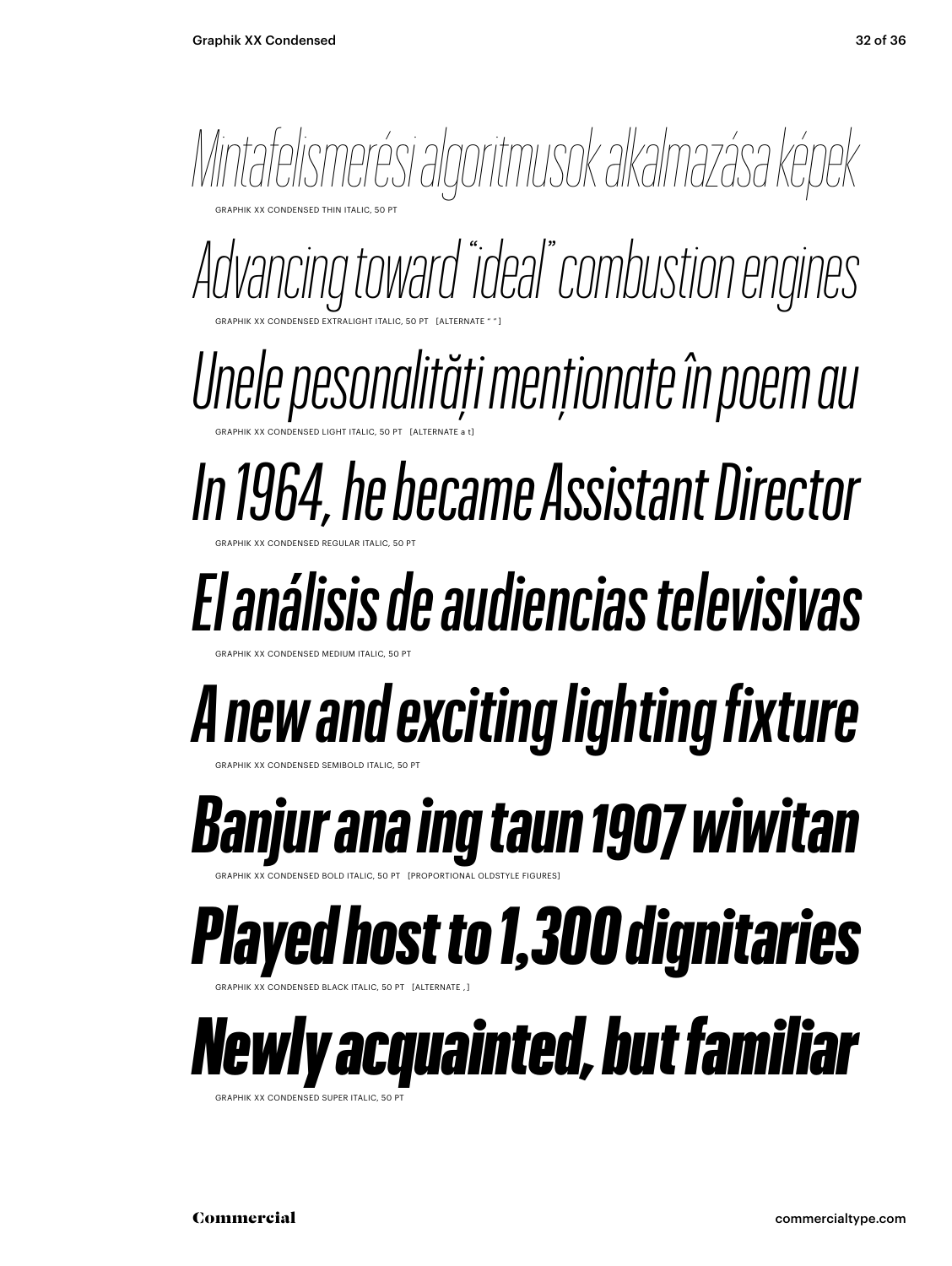*Mintafelismerési algoritmusok alkalmazása képek*

GRAPHIK XX CONDENSED THIN ITALIC, 50 PT

*Advancing toward "ideal" combustion engines*

GRAPHIK XX CONDENSED EXTRALIGHT ITALIC, 50 PT [ALTERNATE " "]

*Unele pesonalități menționate în poem au*

GRAPHIK XX CONDENSED LIGHT ITALIC, 50 PT [ALTERNATE a t]

*In 1964, he became Assistant Director*

GRAPHIK XX CONDENSED REGULAR ITALIC, 50 PT

*El análisis de audiencias televisivas*

GRAPHIK XX CONDENSED MEDIUM ITALIC, 50 PT

***A new and exciting lighting fixture***

GRAPHIK XX CONDENSED SEMIBOLD ITALIC, 50 PT

***Banjur ana ing taun 1907 wiwitan***

GRAPHIK XX CONDENSED BOLD ITALIC, 50 PT [PROPORTIONAL OLDSTYLE FIGURES]

***Played host to 1,300 dignitaries***

GRAPHIK XX CONDENSED BLACK ITALIC, 50 PT [ALTERNATE , ]

***Newly acquainted, but familiar***

GRAPHIK XX CONDENSED SUPER ITALIC, 50 PT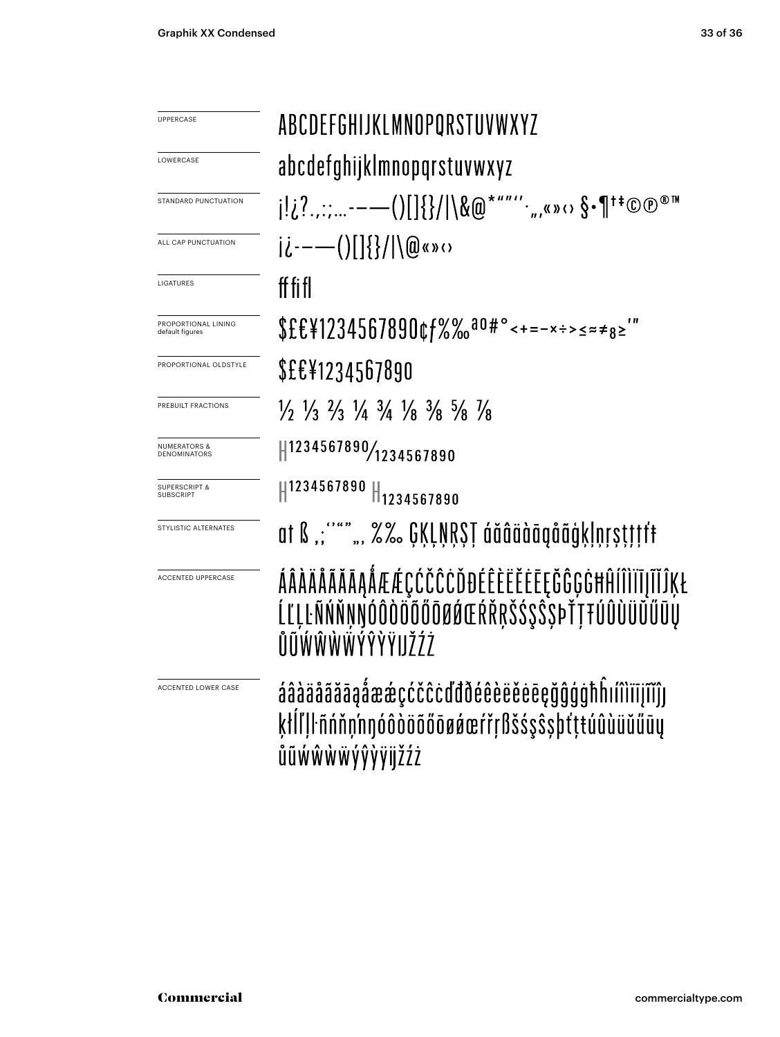| | |
|---|---|
| UPPERCASE | ABCDEFGHIJKLMNOPQRSTUVWXYZ |
| LOWERCASE | abcdefghijklmnopqrstuvwxyz |
| STANDARD PUNCTUATION | ¡!¿?.,:;…-–—()[]{}/\|\&@*""''·„‚«»‹› §•¶†‡©℗®™ |
| ALL CAP PUNCTUATION | ¡¿-–—()[]{}/\|\@«»‹› |
| LIGATURES | ff fi fl |
| PROPORTIONAL LINING default figures | $£€¥1234567890¢ƒ%‰ªº#°<+=-×÷>≤≈≠≥′″ |
| PROPORTIONAL OLDSTYLE | $£€¥1234567890 |
| PREBUILT FRACTIONS | ½ ⅓ ⅔ ¼ ¾ ⅛ ⅜ ⅝ ⅞ |
| NUMERATORS & DENOMINATORS | H1234567890/1234567890 |
| SUPERSCRIPT & SUBSCRIPT | H1234567890 H1234567890 |
| STYLISTIC ALTERNATES | at ß ,;''"" „‚ %‰ ĢĶĻŅŖŞŢ áăâäàāąåãģķļņŗşţţťŧ |
| ACCENTED UPPERCASE | ÁÂÀÄÅÃĂĀĄǺÆǼÇĆČĈĊĎĐÉÊÈËĚĖĒĘĞĜĢĠĦĤÍÎÌÏĪĮĨĴĶŁĹĽĻĿÑŃŇŅŊÓÔÒÖÕŐŌØǾŒŔŘŖŠŚŞŜȘÞŤŢŦÚÛÙÜŬŰŪŲŮŨẂŴẀẄÝŶỲŸĲŽŹŻ |
| ACCENTED LOWER CASE | áâàäåãăāąǻæǽçćčĉċďđðéêèëěėēęğĝģġħĥıíîìïīįĩȷĵķłĺľļŀñńňņŉŋóôòöõőōøǿœŕřŗßšśşŝșþťţŧúûùüŭűūųůũẃŵẁẅýŷỳÿĳžźż |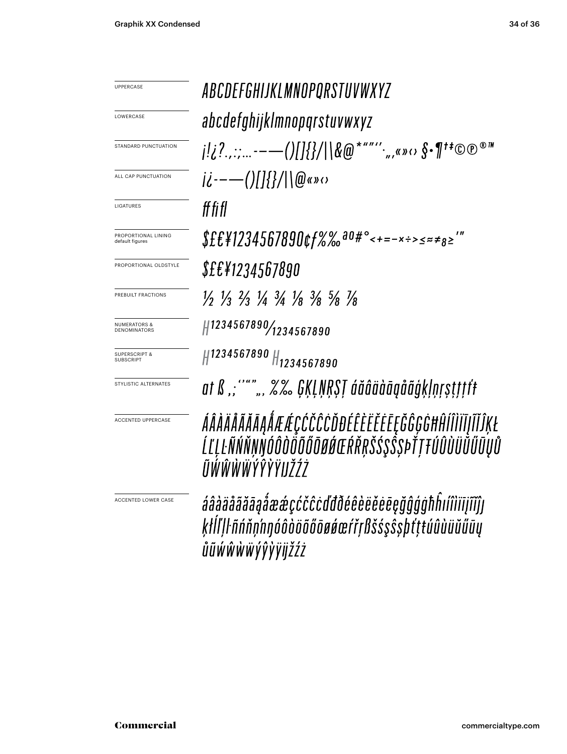| | |
|---|---|
| UPPERCASE | ABCDEFGHIJKLMNOPQRSTUVWXYZ |
| LOWERCASE | abcdefghijklmnopqrstuvwxyz |
| STANDARD PUNCTUATION | ¡!¿?.,:;…-–—()[]{}/\|\\&@*“”‘’·„‚«»‹› §•¶†‡©℗®™ |
| ALL CAP PUNCTUATION | ¡¿-–—()[]{}/\|\\@«»‹› |
| LIGATURES | ff fi fl |
| PROPORTIONAL LINING default figures | $£€¥1234567890¢ƒ%‰ªº#°<+=−×÷>≤≈≠≥′″ |
| PROPORTIONAL OLDSTYLE | $£€¥1234567890 |
| PREBUILT FRACTIONS | ½ ⅓ ⅔ ¼ ¾ ⅛ ⅜ ⅝ ⅞ |
| NUMERATORS & DENOMINATORS | H1234567890⁄1234567890 |
| SUPERSCRIPT & SUBSCRIPT | $H^{1234567890}$ $H_{1234567890}$ |
| STYLISTIC ALTERNATES | at ß ,;‘’“”„‚ %‰ ĢĶĻŅŖŞŢ áăâäàāąåãģķļņŗşţțťŧ |
| ACCENTED UPPERCASE | ÁÂÀÄÅÃĂĀĄǺÆǼÇĆČĈĊĎĐÉÊÈËĚĖĒĘĞĜĢĠĦĤÍÎÌÏĪĮĨĴĶŁĹĽĻĿÑŃŇŅŊÓÔÒÖÕŐŌØǾŒŔŘŖŠŚŞŜȘÞŤŢŦÚÛÙÜŬŰŪŲŮŨẂŴẀẄÝŶỲŸĲŽŹŻ |
| ACCENTED LOWER CASE | áâàäåãăāąǻæǽçćčĉċďđðéêèëěėēęğĝģġħĥıíîìïīįĩĵȷķłĺľļŀñńňņŉŋóôòöõőōøǿœŕřŗßšśşŝșþťţŧúûùüŭűūųůũẃŵẁẅýŷỳÿĳžźż |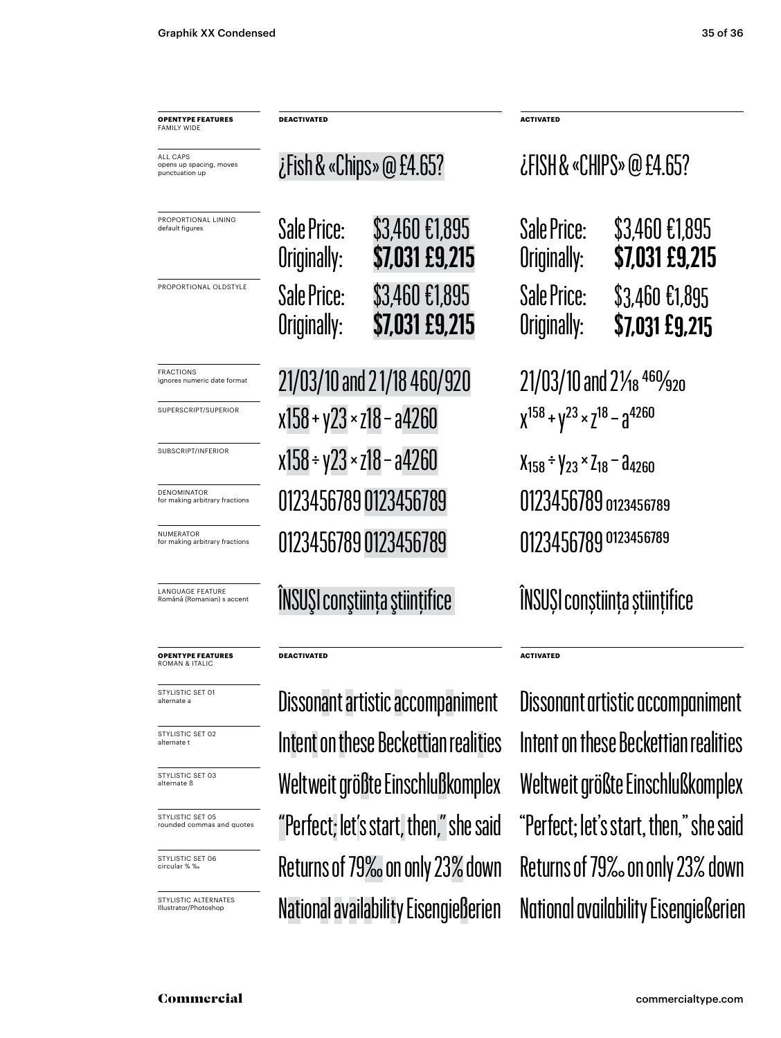| OPENTYPE FEATURES FAMILY WIDE | DEACTIVATED | ACTIVATED |
| --- | --- | --- |
| ALL CAPS opens up spacing, moves punctuation up | ¿Fish & «Chips» @ £4.65? | ¿FISH & «CHIPS» @ £4.65? |
| PROPORTIONAL LINING default figures | Sale Price: $3,460 €1,895 Originally: **$7,031 £9,215** | Sale Price: $3,460 €1,895 Originally: **$7,031 £9,215** |
| PROPORTIONAL OLDSTYLE | Sale Price: $3,460 €1,895 Originally: **$7,031 £9,215** | Sale Price: $3,460 €1,895 Originally: **$7,031 £9,215** |
| FRACTIONS ignores numeric date format | 21/03/10 and 2 1/18 460/920 | 21/03/10 and 2 1/18 460/920 |
| SUPERSCRIPT/SUPERIOR | x158 + y23 × z18 – a4260 | $x^{158} + y^{23} \times z^{18} - a^{4260}$ |
| SUBSCRIPT/INFERIOR | x158 ÷ y23 × z18 – a4260 | $x_{158} \div y_{23} \times z_{18} - a_{4260}$ |
| DENOMINATOR for making arbitrary fractions | 0123456789 0123456789 | 0123456789 $_{0123456789}$ |
| NUMERATOR for making arbitrary fractions | 0123456789 0123456789 | 0123456789 $^{0123456789}$ |
| LANGUAGE FEATURE Română (Romanian) s accent | ÎNSUŞI conştiinţa ştiinţifice | ÎNSUȘI conștiința științifice |

| OPENTYPE FEATURES ROMAN & ITALIC | DEACTIVATED | ACTIVATED |
| --- | --- | --- |
| STYLISTIC SET 01 alternate a | Dissonant artistic accompaniment | Dissonant artistic accompaniment |
| STYLISTIC SET 02 alternate t | Intent on these Beckettian realities | Intent on these Beckettian realities |
| STYLISTIC SET 03 alternate ß | Weltweit größte Einschlußkomplex | Weltweit größte Einschlußkomplex |
| STYLISTIC SET 05 rounded commas and quotes | "Perfect; let's start, then," she said | "Perfect; let's start, then," she said |
| STYLISTIC SET 06 circular % ‰ | Returns of 79‰ on only 23% down | Returns of 79‰ on only 23% down |
| STYLISTIC ALTERNATES Illustrator/Photoshop | National availability Eisengießerien | National availability Eisengießerien |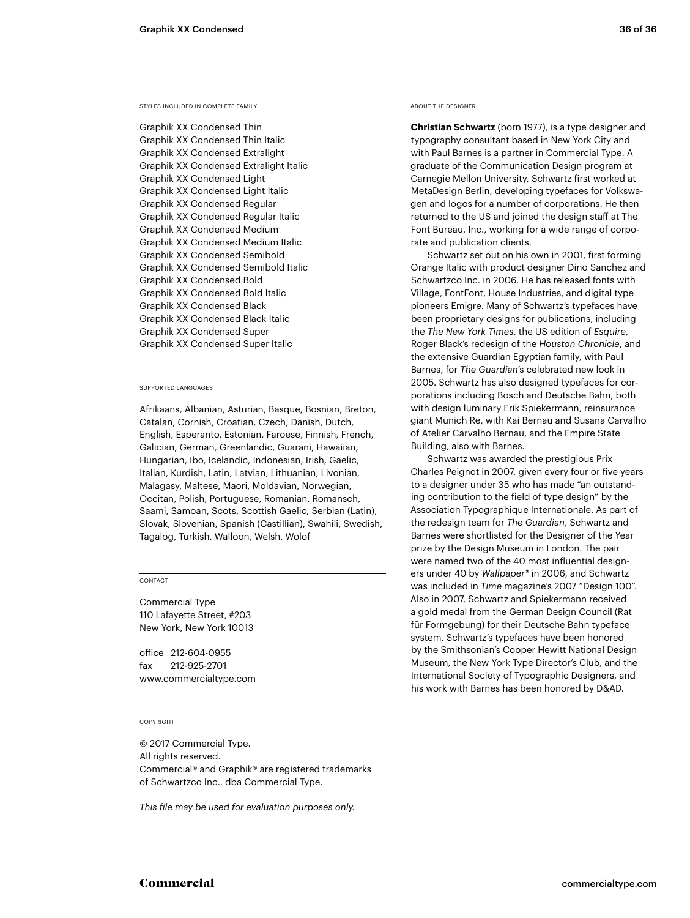## STYLES INCLUDED IN COMPLETE FAMILY

Graphik XX Condensed Thin
Graphik XX Condensed Thin Italic
Graphik XX Condensed Extralight
Graphik XX Condensed Extralight Italic
Graphik XX Condensed Light
Graphik XX Condensed Light Italic
Graphik XX Condensed Regular
Graphik XX Condensed Regular Italic
Graphik XX Condensed Medium
Graphik XX Condensed Medium Italic
Graphik XX Condensed Semibold
Graphik XX Condensed Semibold Italic
Graphik XX Condensed Bold
Graphik XX Condensed Bold Italic
Graphik XX Condensed Black
Graphik XX Condensed Black Italic
Graphik XX Condensed Super
Graphik XX Condensed Super Italic

## SUPPORTED LANGUAGES

Afrikaans, Albanian, Asturian, Basque, Bosnian, Breton, Catalan, Cornish, Croatian, Czech, Danish, Dutch, English, Esperanto, Estonian, Faroese, Finnish, French, Galician, German, Greenlandic, Guarani, Hawaiian, Hungarian, Ibo, Icelandic, Indonesian, Irish, Gaelic, Italian, Kurdish, Latin, Latvian, Lithuanian, Livonian, Malagasy, Maltese, Maori, Moldavian, Norwegian, Occitan, Polish, Portuguese, Romanian, Romansch, Saami, Samoan, Scots, Scottish Gaelic, Serbian (Latin), Slovak, Slovenian, Spanish (Castillian), Swahili, Swedish, Tagalog, Turkish, Walloon, Welsh, Wolof

## CONTACT

Commercial Type
110 Lafayette Street, #203
New York, New York 10013

office 212-604-0955
fax 212-925-2701
www.commercialtype.com

## COPYRIGHT

© 2017 Commercial Type.
All rights reserved.
Commercial® and Graphik® are registered trademarks of Schwartzco Inc., dba Commercial Type.

*This file may be used for evaluation purposes only.*

## ABOUT THE DESIGNER

**Christian Schwartz** (born 1977), is a type designer and typography consultant based in New York City and with Paul Barnes is a partner in Commercial Type. A graduate of the Communication Design program at Carnegie Mellon University, Schwartz first worked at MetaDesign Berlin, developing typefaces for Volkswagen and logos for a number of corporations. He then returned to the US and joined the design staff at The Font Bureau, Inc., working for a wide range of corporate and publication clients.

Schwartz set out on his own in 2001, first forming Orange Italic with product designer Dino Sanchez and Schwartzco Inc. in 2006. He has released fonts with Village, FontFont, House Industries, and digital type pioneers Emigre. Many of Schwartz's typefaces have been proprietary designs for publications, including the *The New York Times*, the US edition of *Esquire*, Roger Black's redesign of the *Houston Chronicle*, and the extensive Guardian Egyptian family, with Paul Barnes, for *The Guardian*'s celebrated new look in 2005. Schwartz has also designed typefaces for corporations including Bosch and Deutsche Bahn, both with design luminary Erik Spiekermann, reinsurance giant Munich Re, with Kai Bernau and Susana Carvalho of Atelier Carvalho Bernau, and the Empire State Building, also with Barnes.

Schwartz was awarded the prestigious Prix Charles Peignot in 2007, given every four or five years to a designer under 35 who has made "an outstanding contribution to the field of type design" by the Association Typographique Internationale. As part of the redesign team for *The Guardian*, Schwartz and Barnes were shortlisted for the Designer of the Year prize by the Design Museum in London. The pair were named two of the 40 most influential designers under 40 by *Wallpaper** in 2006, and Schwartz was included in *Time* magazine's 2007 "Design 100". Also in 2007, Schwartz and Spiekermann received a gold medal from the German Design Council (Rat für Formgebung) for their Deutsche Bahn typeface system. Schwartz's typefaces have been honored by the Smithsonian's Cooper Hewitt National Design Museum, the New York Type Director's Club, and the International Society of Typographic Designers, and his work with Barnes has been honored by D&AD.